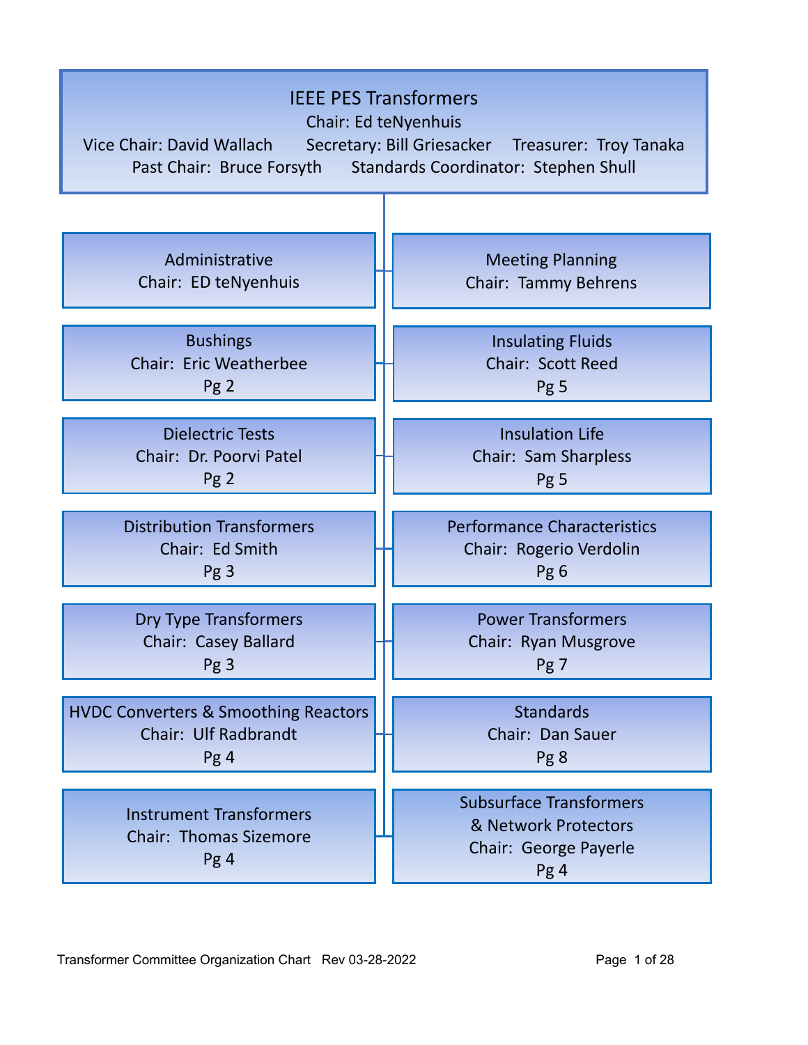# IEEE PES Transformers

Chair: Ed teNyenhuis

Vice Chair: David Wallach  Secretary: Bill Griesacker  Treasurer: Troy Tanaka

Past Chair: Bruce Forsyth  Standards Coordinator: Stephen Shull

---

**Administrative**
Chair: ED teNyenhuis

**Meeting Planning**
Chair: Tammy Behrens

**Bushings**
Chair: Eric Weatherbee
Pg 2

**Insulating Fluids**
Chair: Scott Reed
Pg 5

**Dielectric Tests**
Chair: Dr. Poorvi Patel
Pg 2

**Insulation Life**
Chair: Sam Sharpless
Pg 5

**Distribution Transformers**
Chair: Ed Smith
Pg 3

**Performance Characteristics**
Chair: Rogerio Verdolin
Pg 6

**Dry Type Transformers**
Chair: Casey Ballard
Pg 3

**Power Transformers**
Chair: Ryan Musgrove
Pg 7

**HVDC Converters & Smoothing Reactors**
Chair: Ulf Radbrandt
Pg 4

**Standards**
Chair: Dan Sauer
Pg 8

**Instrument Transformers**
Chair: Thomas Sizemore
Pg 4

**Subsurface Transformers & Network Protectors**
Chair: George Payerle
Pg 4

Transformer Committee Organization Chart Rev 03-28-2022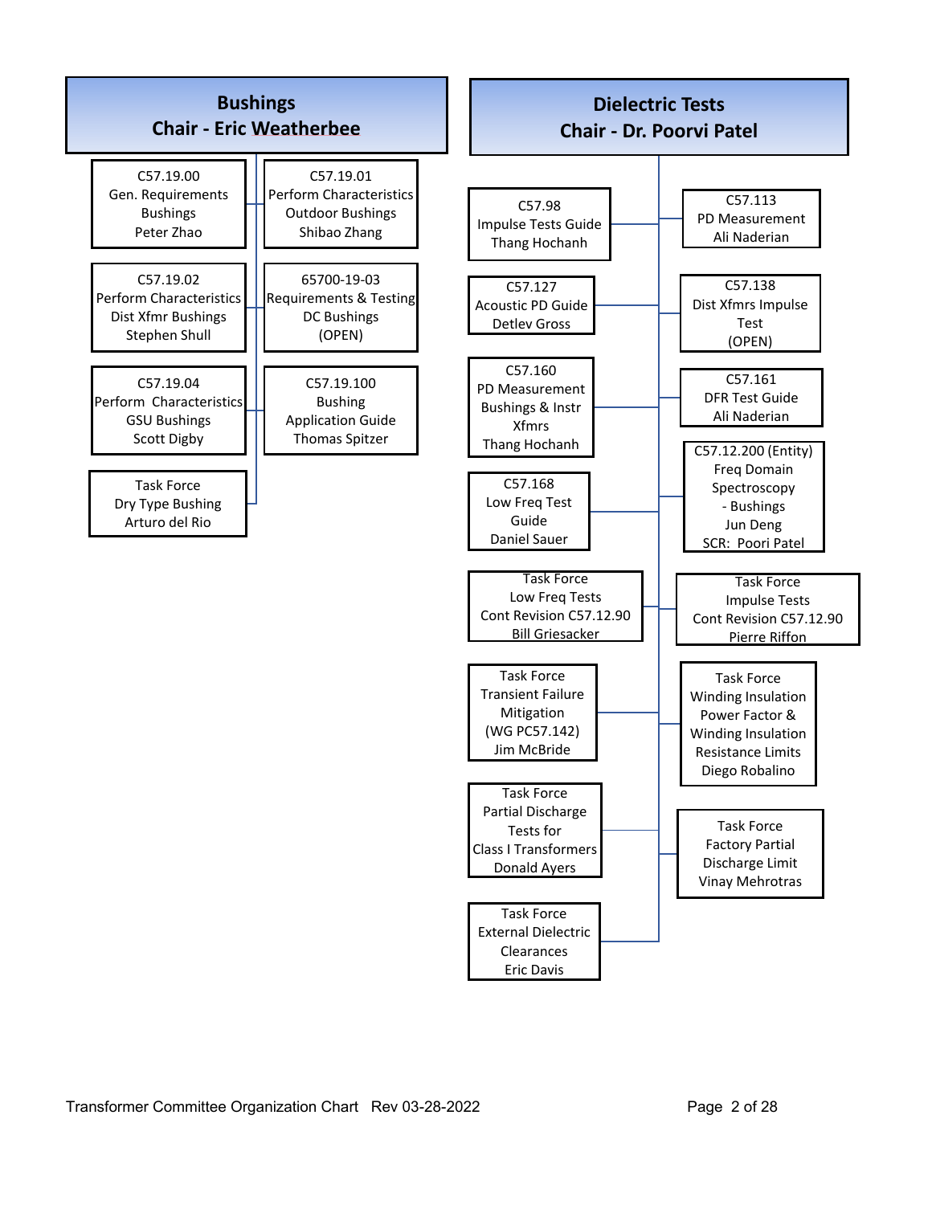## Bushings
### Chair - Eric Weatherbee

- C57.19.00
  Gen. Requirements
  Bushings
  Peter Zhao
- C57.19.01
  Perform Characteristics
  Outdoor Bushings
  Shibao Zhang
- C57.19.02
  Perform Characteristics
  Dist Xfmr Bushings
  Stephen Shull
- 65700-19-03
  Requirements & Testing
  DC Bushings
  (OPEN)
- C57.19.04
  Perform Characteristics
  GSU Bushings
  Scott Digby
- C57.19.100
  Bushing
  Application Guide
  Thomas Spitzer
- Task Force
  Dry Type Bushing
  Arturo del Rio

## Dielectric Tests
### Chair - Dr. Poorvi Patel

- C57.98
  Impulse Tests Guide
  Thang Hochanh
- C57.113
  PD Measurement
  Ali Naderian
- C57.127
  Acoustic PD Guide
  Detlev Gross
- C57.138
  Dist Xfmrs Impulse
  Test
  (OPEN)
- C57.160
  PD Measurement
  Bushings & Instr
  Xfmrs
  Thang Hochanh
- C57.161
  DFR Test Guide
  Ali Naderian
- C57.168
  Low Freq Test
  Guide
  Daniel Sauer
- C57.12.200 (Entity)
  Freq Domain
  Spectroscopy
  - Bushings
  Jun Deng
  SCR: Poori Patel
- Task Force
  Low Freq Tests
  Cont Revision C57.12.90
  Bill Griesacker
- Task Force
  Impulse Tests
  Cont Revision C57.12.90
  Pierre Riffon
- Task Force
  Transient Failure
  Mitigation
  (WG PC57.142)
  Jim McBride
- Task Force
  Winding Insulation
  Power Factor &
  Winding Insulation
  Resistance Limits
  Diego Robalino
- Task Force
  Partial Discharge
  Tests for
  Class I Transformers
  Donald Ayers
- Task Force
  Factory Partial
  Discharge Limit
  Vinay Mehrotras
- Task Force
  External Dielectric
  Clearances
  Eric Davis

Transformer Committee Organization Chart Rev 03-28-2022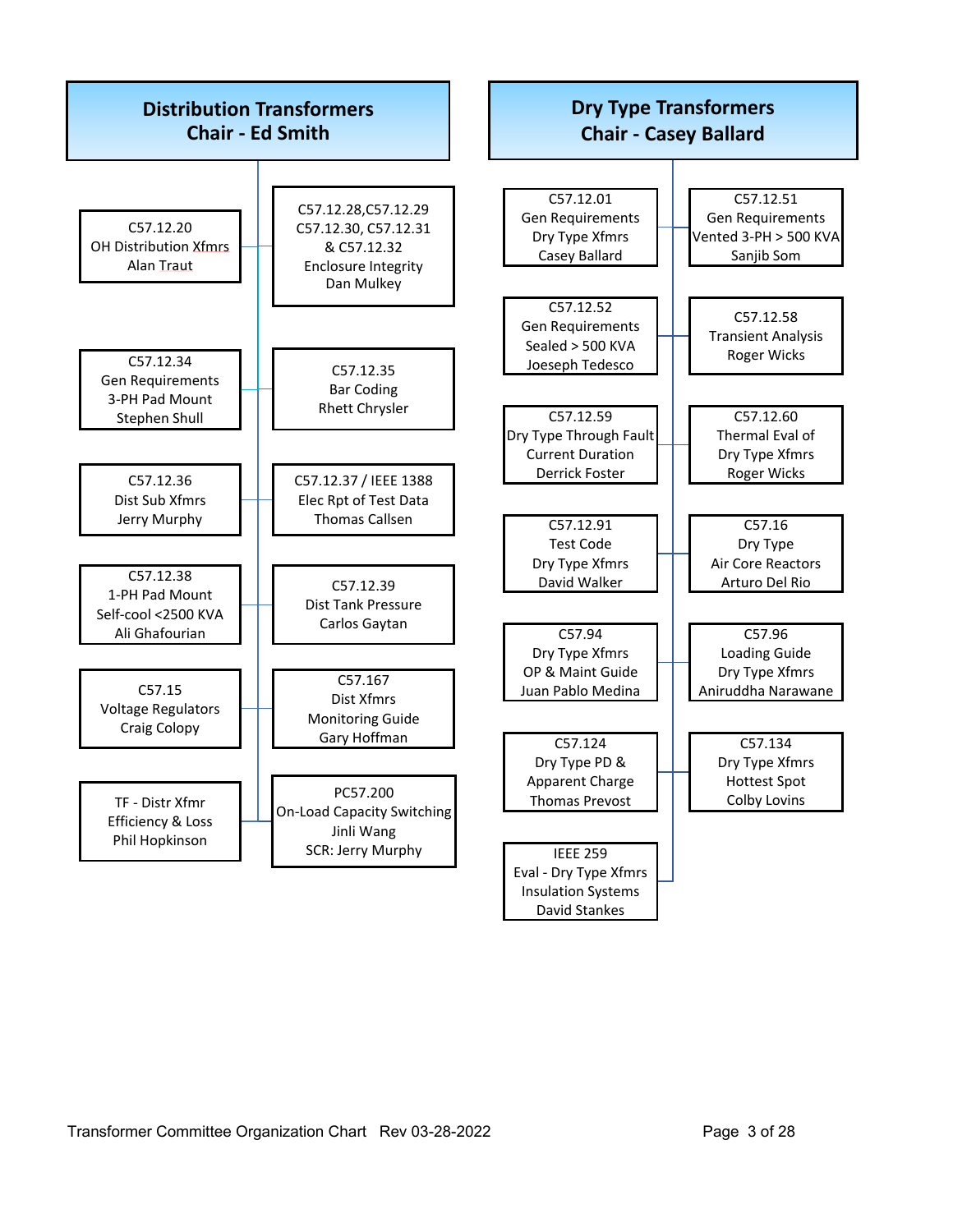## Distribution Transformers
**Chair - Ed Smith**

- C57.12.20 – OH Distribution Xfmrs – Alan Traut
- C57.12.28, C57.12.29, C57.12.30, C57.12.31 & C57.12.32 – Enclosure Integrity – Dan Mulkey
- C57.12.34 – Gen Requirements 3-PH Pad Mount – Stephen Shull
- C57.12.35 – Bar Coding – Rhett Chrysler
- C57.12.36 – Dist Sub Xfmrs – Jerry Murphy
- C57.12.37 / IEEE 1388 – Elec Rpt of Test Data – Thomas Callsen
- C57.12.38 – 1-PH Pad Mount Self-cool <2500 KVA – Ali Ghafourian
- C57.12.39 – Dist Tank Pressure – Carlos Gaytan
- C57.15 – Voltage Regulators – Craig Colopy
- C57.167 – Dist Xfmrs Monitoring Guide – Gary Hoffman
- TF - Distr Xfmr Efficiency & Loss – Phil Hopkinson
- PC57.200 – On-Load Capacity Switching – Jinli Wang – SCR: Jerry Murphy

## Dry Type Transformers
**Chair - Casey Ballard**

- C57.12.01 – Gen Requirements Dry Type Xfmrs – Casey Ballard
- C57.12.51 – Gen Requirements Vented 3-PH > 500 KVA – Sanjib Som
- C57.12.52 – Gen Requirements Sealed > 500 KVA – Joeseph Tedesco
- C57.12.58 – Transient Analysis – Roger Wicks
- C57.12.59 – Dry Type Through Fault Current Duration – Derrick Foster
- C57.12.60 – Thermal Eval of Dry Type Xfmrs – Roger Wicks
- C57.12.91 – Test Code Dry Type Xfmrs – David Walker
- C57.16 – Dry Type Air Core Reactors – Arturo Del Rio
- C57.94 – Dry Type Xfmrs OP & Maint Guide – Juan Pablo Medina
- C57.96 – Loading Guide Dry Type Xfmrs – Aniruddha Narawane
- C57.124 – Dry Type PD & Apparent Charge – Thomas Prevost
- C57.134 – Dry Type Xfmrs Hottest Spot – Colby Lovins
- IEEE 259 – Eval - Dry Type Xfmrs Insulation Systems – David Stankes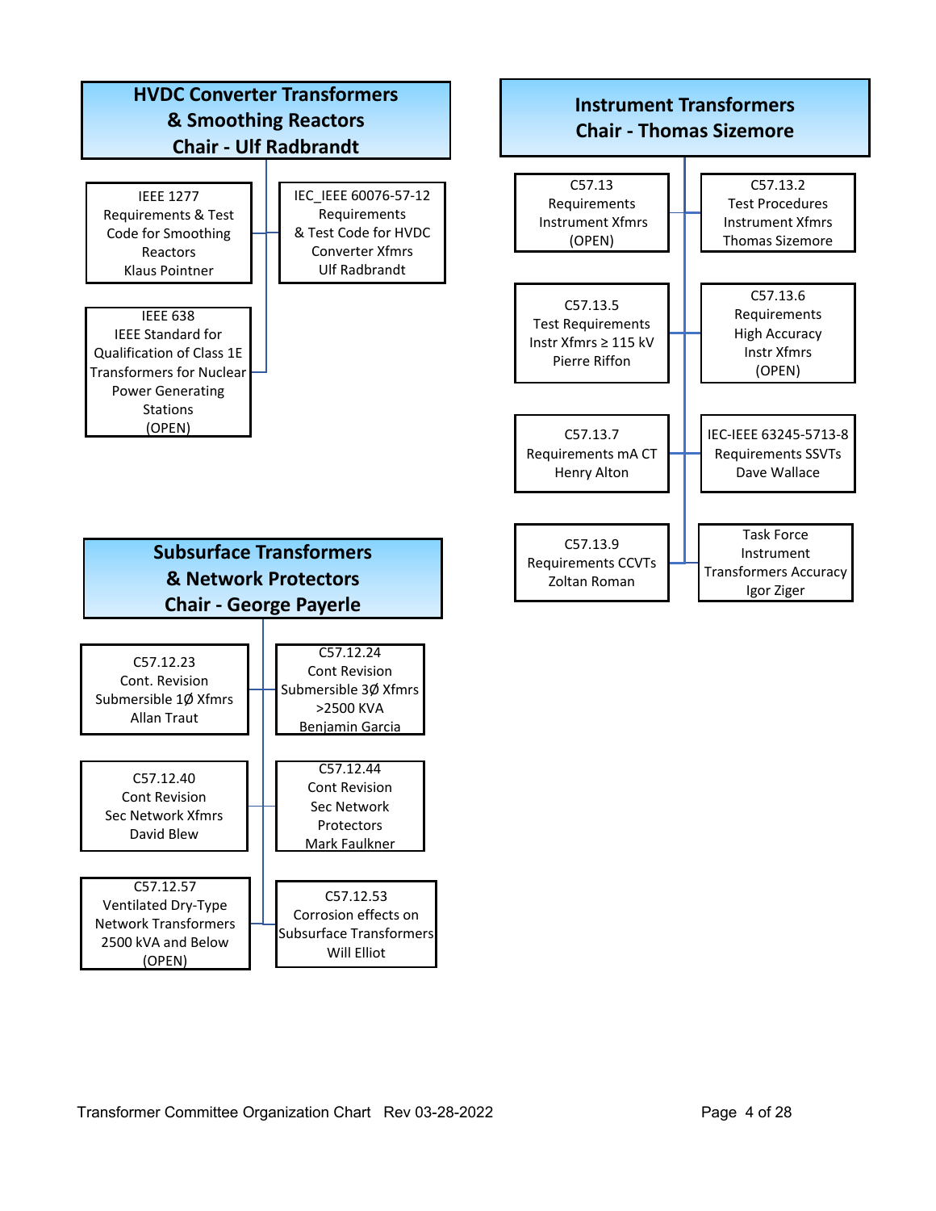## HVDC Converter Transformers & Smoothing Reactors
**Chair - Ulf Radbrandt**

- IEEE 1277
  Requirements & Test Code for Smoothing Reactors
  Klaus Pointner
- IEC_IEEE 60076-57-12
  Requirements & Test Code for HVDC Converter Xfmrs
  Ulf Radbrandt
- IEEE 638
  IEEE Standard for Qualification of Class 1E Transformers for Nuclear Power Generating Stations
  (OPEN)

## Instrument Transformers
**Chair - Thomas Sizemore**

- C57.13
  Requirements Instrument Xfmrs
  (OPEN)
- C57.13.2
  Test Procedures Instrument Xfmrs
  Thomas Sizemore
- C57.13.5
  Test Requirements Instr Xfmrs ≥ 115 kV
  Pierre Riffon
- C57.13.6
  Requirements High Accuracy Instr Xfmrs
  (OPEN)
- C57.13.7
  Requirements mA CT
  Henry Alton
- IEC-IEEE 63245-5713-8
  Requirements SSVTs
  Dave Wallace
- C57.13.9
  Requirements CCVTs
  Zoltan Roman
- Task Force
  Instrument Transformers Accuracy
  Igor Ziger

## Subsurface Transformers & Network Protectors
**Chair - George Payerle**

- C57.12.23
  Cont. Revision Submersible 1Ø Xfmrs
  Allan Traut
- C57.12.24
  Cont Revision Submersible 3Ø Xfmrs >2500 KVA
  Benjamin Garcia
- C57.12.40
  Cont Revision Sec Network Xfmrs
  David Blew
- C57.12.44
  Cont Revision Sec Network Protectors
  Mark Faulkner
- C57.12.57
  Ventilated Dry-Type Network Transformers 2500 kVA and Below
  (OPEN)
- C57.12.53
  Corrosion effects on Subsurface Transformers
  Will Elliot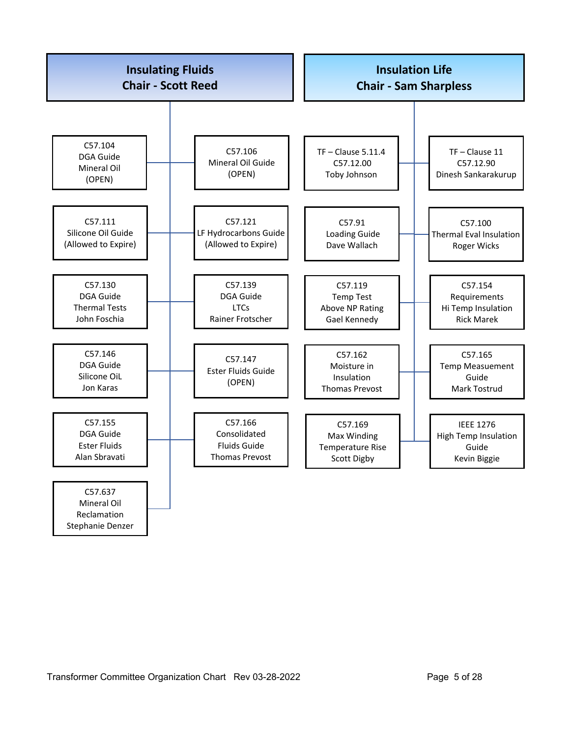## Insulating Fluids
**Chair - Scott Reed**

- C57.104 DGA Guide Mineral Oil (OPEN)
- C57.106 Mineral Oil Guide (OPEN)
- C57.111 Silicone Oil Guide (Allowed to Expire)
- C57.121 LF Hydrocarbons Guide (Allowed to Expire)
- C57.130 DGA Guide Thermal Tests John Foschia
- C57.139 DGA Guide LTCs Rainer Frotscher
- C57.146 DGA Guide Silicone OiL Jon Karas
- C57.147 Ester Fluids Guide (OPEN)
- C57.155 DGA Guide Ester Fluids Alan Sbravati
- C57.166 Consolidated Fluids Guide Thomas Prevost
- C57.637 Mineral Oil Reclamation Stephanie Denzer

## Insulation Life
**Chair - Sam Sharpless**

- TF – Clause 5.11.4 C57.12.00 Toby Johnson
- TF – Clause 11 C57.12.90 Dinesh Sankarakurup
- C57.91 Loading Guide Dave Wallach
- C57.100 Thermal Eval Insulation Roger Wicks
- C57.119 Temp Test Above NP Rating Gael Kennedy
- C57.154 Requirements Hi Temp Insulation Rick Marek
- C57.162 Moisture in Insulation Thomas Prevost
- C57.165 Temp Measuement Guide Mark Tostrud
- C57.169 Max Winding Temperature Rise Scott Digby
- IEEE 1276 High Temp Insulation Guide Kevin Biggie

Transformer Committee Organization Chart Rev 03-28-2022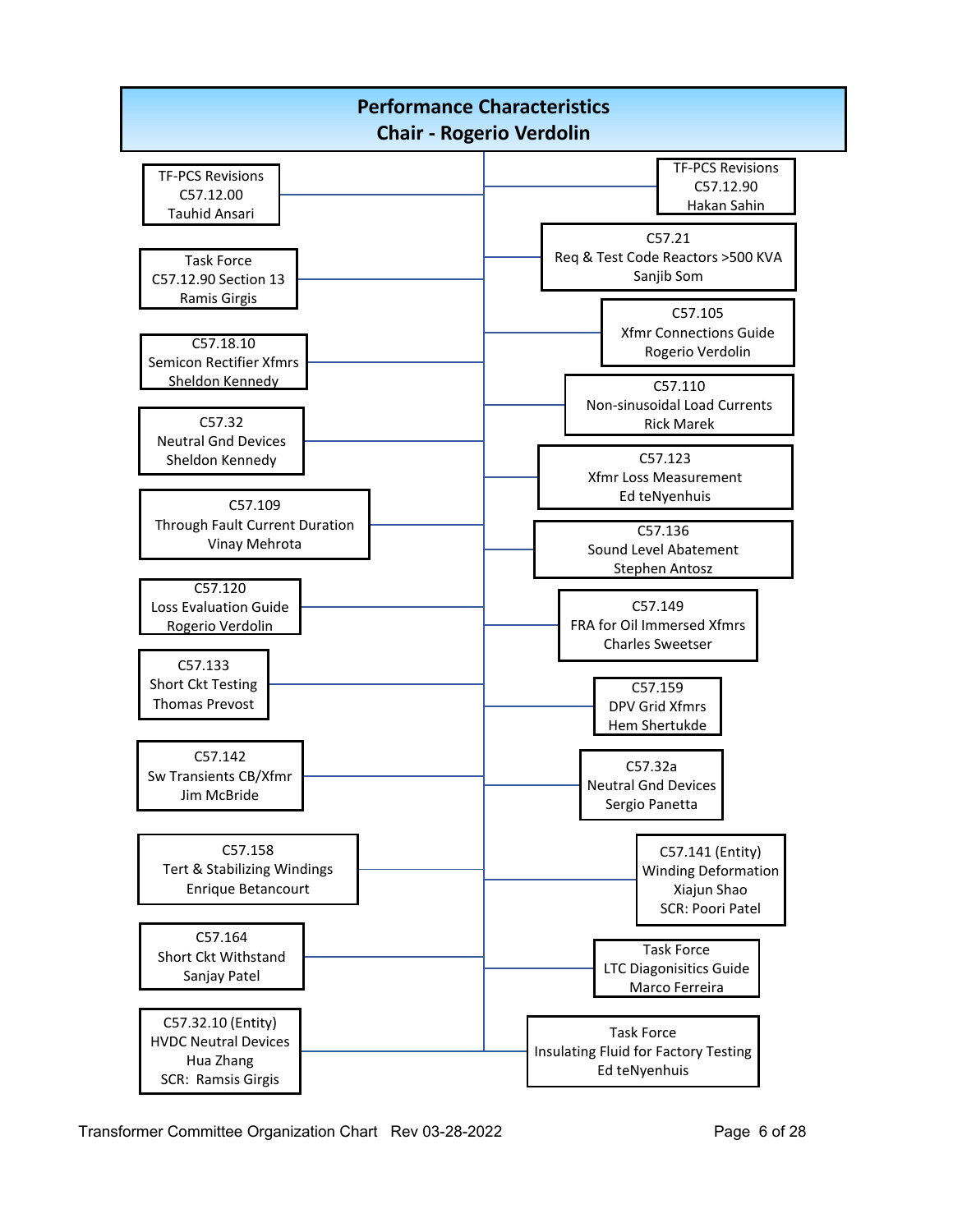# Performance Characteristics
## Chair - Rogerio Verdolin

- TF-PCS Revisions  
  C57.12.00  
  Tauhid Ansari

- TF-PCS Revisions  
  C57.12.90  
  Hakan Sahin

- C57.21  
  Req & Test Code Reactors >500 KVA  
  Sanjib Som

- Task Force  
  C57.12.90 Section 13  
  Ramis Girgis

- C57.105  
  Xfmr Connections Guide  
  Rogerio Verdolin

- C57.18.10  
  Semicon Rectifier Xfmrs  
  Sheldon Kennedy

- C57.110  
  Non-sinusoidal Load Currents  
  Rick Marek

- C57.32  
  Neutral Gnd Devices  
  Sheldon Kennedy

- C57.123  
  Xfmr Loss Measurement  
  Ed teNyenhuis

- C57.109  
  Through Fault Current Duration  
  Vinay Mehrota

- C57.136  
  Sound Level Abatement  
  Stephen Antosz

- C57.120  
  Loss Evaluation Guide  
  Rogerio Verdolin

- C57.149  
  FRA for Oil Immersed Xfmrs  
  Charles Sweetser

- C57.133  
  Short Ckt Testing  
  Thomas Prevost

- C57.159  
  DPV Grid Xfmrs  
  Hem Shertukde

- C57.142  
  Sw Transients CB/Xfmr  
  Jim McBride

- C57.32a  
  Neutral Gnd Devices  
  Sergio Panetta

- C57.158  
  Tert & Stabilizing Windings  
  Enrique Betancourt

- C57.141 (Entity)  
  Winding Deformation  
  Xiajun Shao  
  SCR: Poori Patel

- C57.164  
  Short Ckt Withstand  
  Sanjay Patel

- Task Force  
  LTC Diagonisitics Guide  
  Marco Ferreira

- C57.32.10 (Entity)  
  HVDC Neutral Devices  
  Hua Zhang  
  SCR: Ramsis Girgis

- Task Force  
  Insulating Fluid for Factory Testing  
  Ed teNyenhuis

Transformer Committee Organization Chart Rev 03-28-2022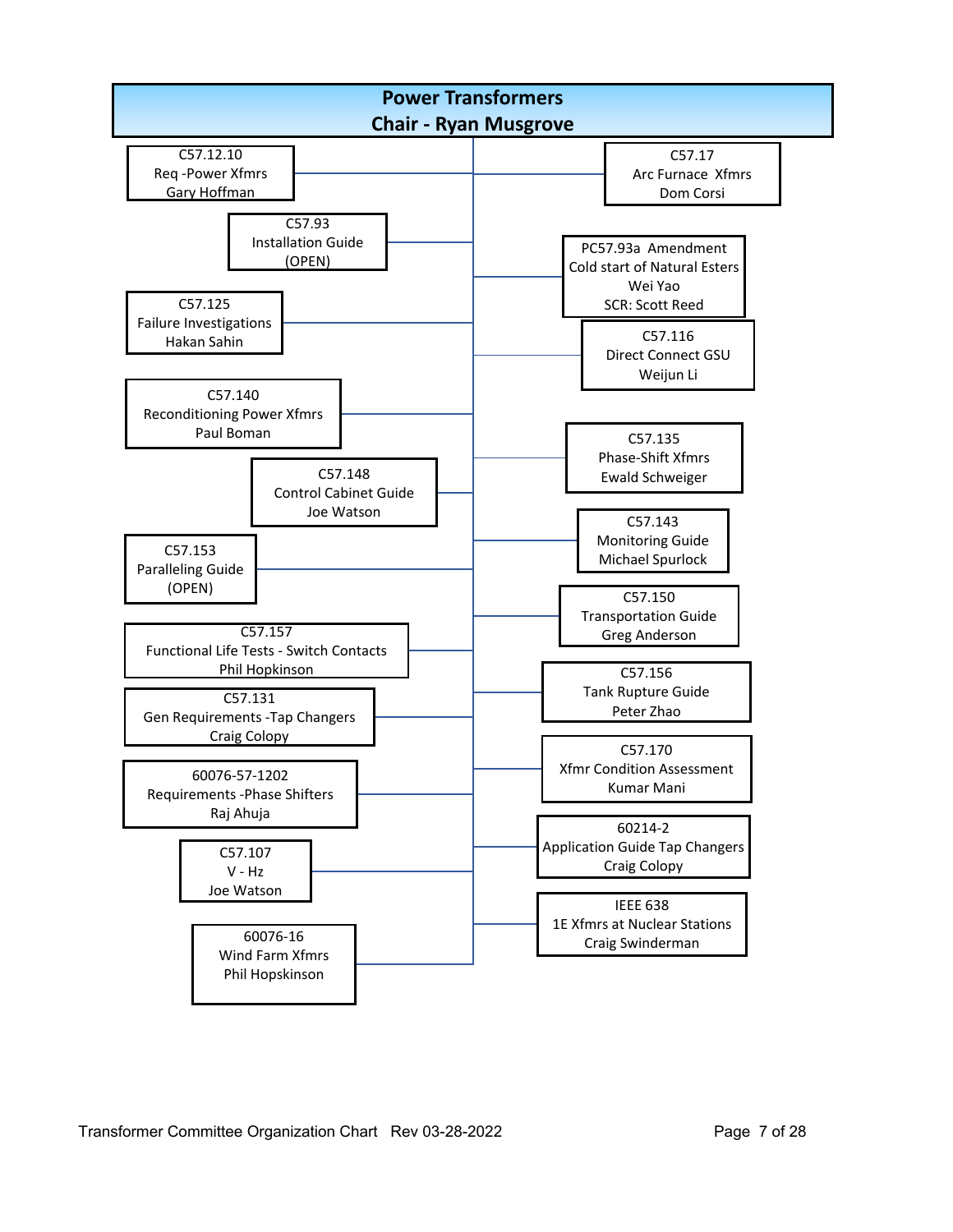# Power Transformers
## Chair - Ryan Musgrove

- C57.12.10 Req -Power Xfmrs — Gary Hoffman
- C57.17 Arc Furnace Xfmrs — Dom Corsi
- C57.93 Installation Guide — (OPEN)
- PC57.93a Amendment Cold start of Natural Esters — Wei Yao; SCR: Scott Reed
- C57.125 Failure Investigations — Hakan Sahin
- C57.116 Direct Connect GSU — Weijun Li
- C57.140 Reconditioning Power Xfmrs — Paul Boman
- C57.135 Phase-Shift Xfmrs — Ewald Schweiger
- C57.148 Control Cabinet Guide — Joe Watson
- C57.143 Monitoring Guide — Michael Spurlock
- C57.153 Paralleling Guide — (OPEN)
- C57.150 Transportation Guide — Greg Anderson
- C57.157 Functional Life Tests - Switch Contacts — Phil Hopkinson
- C57.156 Tank Rupture Guide — Peter Zhao
- C57.131 Gen Requirements -Tap Changers — Craig Colopy
- C57.170 Xfmr Condition Assessment — Kumar Mani
- 60076-57-1202 Requirements -Phase Shifters — Raj Ahuja
- 60214-2 Application Guide Tap Changers — Craig Colopy
- C57.107 V - Hz — Joe Watson
- IEEE 638 1E Xfmrs at Nuclear Stations — Craig Swinderman
- 60076-16 Wind Farm Xfmrs — Phil Hopskinson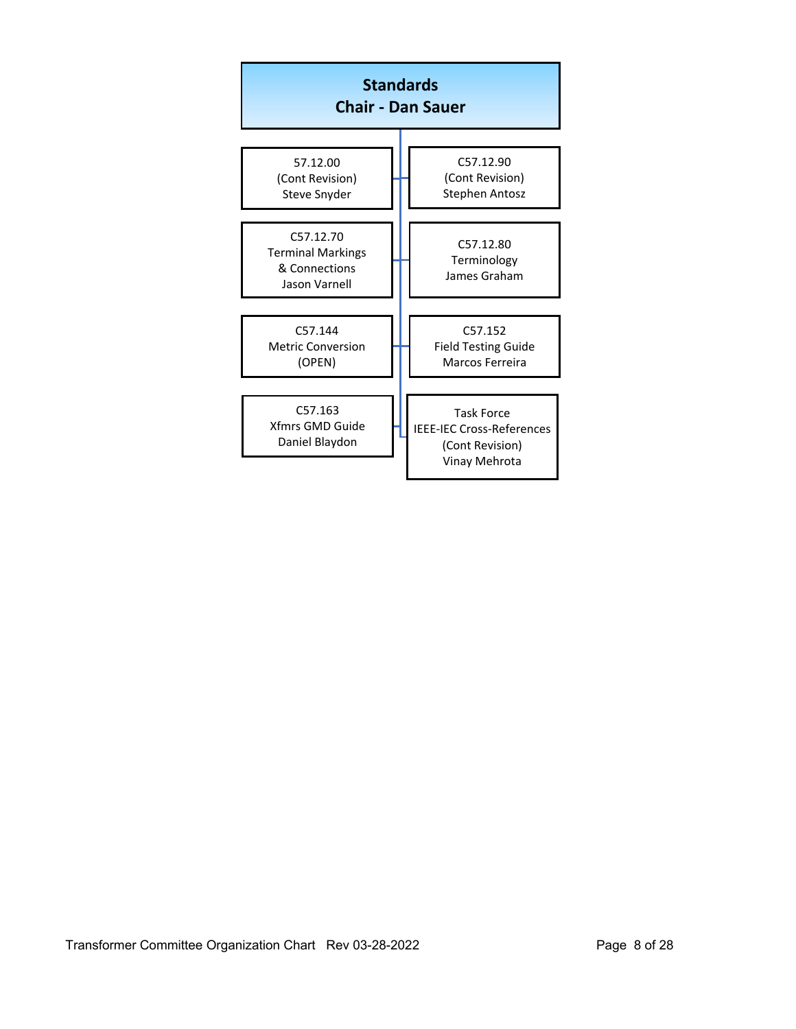## Standards
## Chair - Dan Sauer

- 57.12.00
  (Cont Revision)
  Steve Snyder
- C57.12.90
  (Cont Revision)
  Stephen Antosz
- C57.12.70
  Terminal Markings
  & Connections
  Jason Varnell
- C57.12.80
  Terminology
  James Graham
- C57.144
  Metric Conversion
  (OPEN)
- C57.152
  Field Testing Guide
  Marcos Ferreira
- C57.163
  Xfmrs GMD Guide
  Daniel Blaydon
- Task Force
  IEEE-IEC Cross-References
  (Cont Revision)
  Vinay Mehrota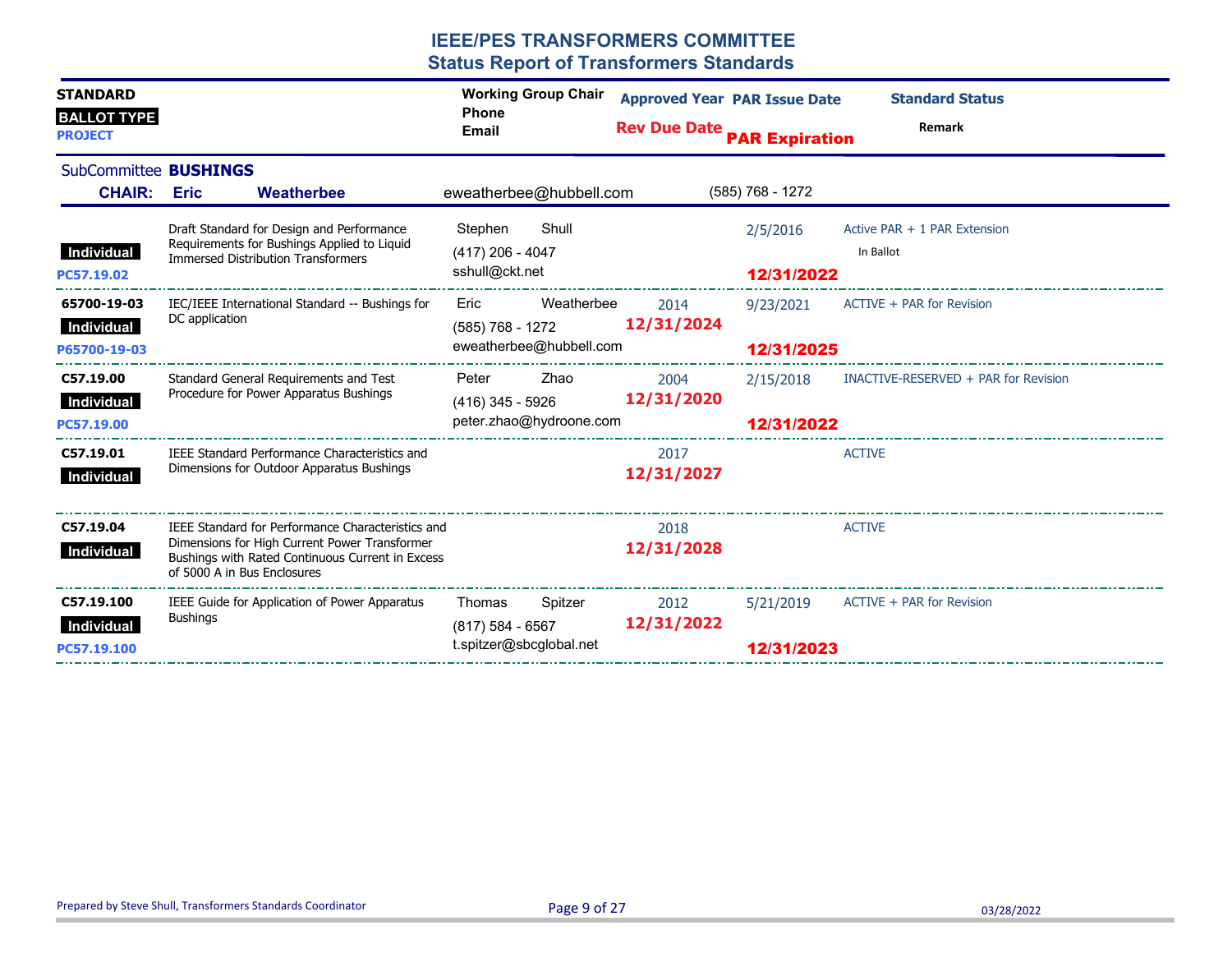# IEEE/PES TRANSFORMERS COMMITTEE
## Status Report of Transformers Standards

| STANDARD / BALLOT TYPE / PROJECT | Title | Working Group Chair / Phone / Email | Approved Year / Rev Due Date | PAR Issue Date / PAR Expiration | Standard Status / Remark |
|---|---|---|---|---|---|

**SubCommittee BUSHINGS**

**CHAIR:** Eric Weatherbee — eweatherbee@hubbell.com — (585) 768 - 1272

| STANDARD / BALLOT TYPE / PROJECT | Title | Working Group Chair / Phone / Email | Approved Year / Rev Due Date | PAR Issue Date / PAR Expiration | Standard Status / Remark |
|---|---|---|---|---|---|
| Individual<br>PC57.19.02 | Draft Standard for Design and Performance Requirements for Bushings Applied to Liquid Immersed Distribution Transformers | Stephen Shull<br>(417) 206 - 4047<br>sshull@ckt.net | | 2/5/2016<br>12/31/2022 | Active PAR + 1 PAR Extension<br>In Ballot |
| 65700-19-03<br>Individual<br>P65700-19-03 | IEC/IEEE International Standard -- Bushings for DC application | Eric Weatherbee<br>(585) 768 - 1272<br>eweatherbee@hubbell.com | 2014<br>12/31/2024 | 9/23/2021<br>12/31/2025 | ACTIVE + PAR for Revision |
| C57.19.00<br>Individual<br>PC57.19.00 | Standard General Requirements and Test Procedure for Power Apparatus Bushings | Peter Zhao<br>(416) 345 - 5926<br>peter.zhao@hydroone.com | 2004<br>12/31/2020 | 2/15/2018<br>12/31/2022 | INACTIVE-RESERVED + PAR for Revision |
| C57.19.01<br>Individual | IEEE Standard Performance Characteristics and Dimensions for Outdoor Apparatus Bushings | | 2017<br>12/31/2027 | | ACTIVE |
| C57.19.04<br>Individual | IEEE Standard for Performance Characteristics and Dimensions for High Current Power Transformer Bushings with Rated Continuous Current in Excess of 5000 A in Bus Enclosures | | 2018<br>12/31/2028 | | ACTIVE |
| C57.19.100<br>Individual<br>PC57.19.100 | IEEE Guide for Application of Power Apparatus Bushings | Thomas Spitzer<br>(817) 584 - 6567<br>t.spitzer@sbcglobal.net | 2012<br>12/31/2022 | 5/21/2019<br>12/31/2023 | ACTIVE + PAR for Revision |

Prepared by Steve Shull, Transformers Standards Coordinator — 03/28/2022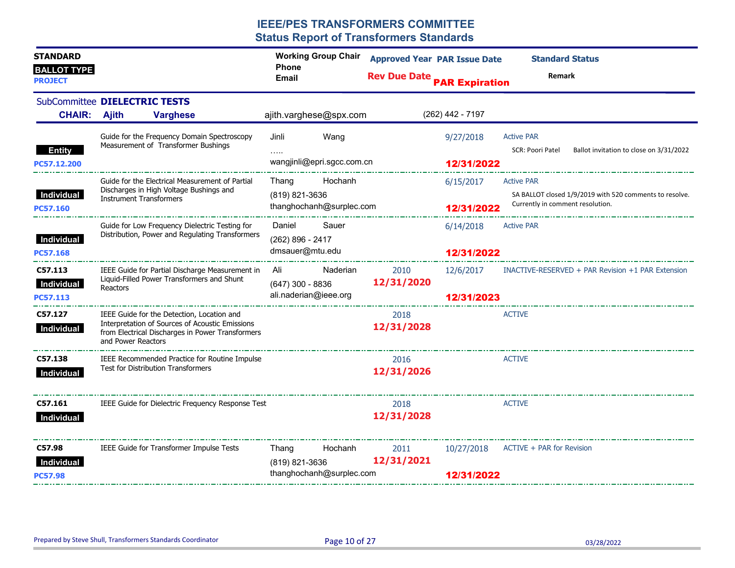# IEEE/PES TRANSFORMERS COMMITTEE
## Status Report of Transformers Standards

| STANDARD / BALLOT TYPE / PROJECT | Title | Working Group Chair / Phone / Email | Approved Year / Rev Due Date | PAR Issue Date / PAR Expiration | Standard Status / Remark |
|---|---|---|---|---|---|

**SubCommittee DIELECTRIC TESTS**

**CHAIR: Ajith Varghese** ajith.varghese@spx.com (262) 442 - 7197

| STANDARD / BALLOT TYPE / PROJECT | Title | Working Group Chair / Phone / Email | Approved Year / Rev Due Date | PAR Issue Date / PAR Expiration | Standard Status / Remark |
|---|---|---|---|---|---|
| Entity<br>PC57.12.200 | Guide for the Frequency Domain Spectroscopy Measurement of Transformer Bushings | Jinli Wang<br>…..<br>wangjinli@epri.sgcc.com.cn | | 9/27/2018<br>**12/31/2022** | Active PAR<br>SCR: Poori Patel Ballot invitation to close on 3/31/2022 |
| Individual<br>PC57.160 | Guide for the Electrical Measurement of Partial Discharges in High Voltage Bushings and Instrument Transformers | Thang Hochanh<br>(819) 821-3636<br>thanghochanh@surplec.com | | 6/15/2017<br>**12/31/2022** | Active PAR<br>SA BALLOT closed 1/9/2019 with 520 comments to resolve. Currently in comment resolution. |
| Individual<br>PC57.168 | Guide for Low Frequency Dielectric Testing for Distribution, Power and Regulating Transformers | Daniel Sauer<br>(262) 896 - 2417<br>dmsauer@mtu.edu | | 6/14/2018<br>**12/31/2022** | Active PAR |
| C57.113<br>Individual<br>PC57.113 | IEEE Guide for Partial Discharge Measurement in Liquid-Filled Power Transformers and Shunt Reactors | Ali Naderian<br>(647) 300 - 8836<br>ali.naderian@ieee.org | 2010<br>**12/31/2020** | 12/6/2017<br>**12/31/2023** | INACTIVE-RESERVED + PAR Revision +1 PAR Extension |
| C57.127<br>Individual | IEEE Guide for the Detection, Location and Interpretation of Sources of Acoustic Emissions from Electrical Discharges in Power Transformers and Power Reactors | | 2018<br>**12/31/2028** | | ACTIVE |
| C57.138<br>Individual | IEEE Recommended Practice for Routine Impulse Test for Distribution Transformers | | 2016<br>**12/31/2026** | | ACTIVE |
| C57.161<br>Individual | IEEE Guide for Dielectric Frequency Response Test | | 2018<br>**12/31/2028** | | ACTIVE |
| C57.98<br>Individual<br>PC57.98 | IEEE Guide for Transformer Impulse Tests | Thang Hochanh<br>(819) 821-3636<br>thanghochanh@surplec.com | 2011<br>**12/31/2021** | 10/27/2018<br>**12/31/2022** | ACTIVE + PAR for Revision |

Prepared by Steve Shull, Transformers Standards Coordinator 03/28/2022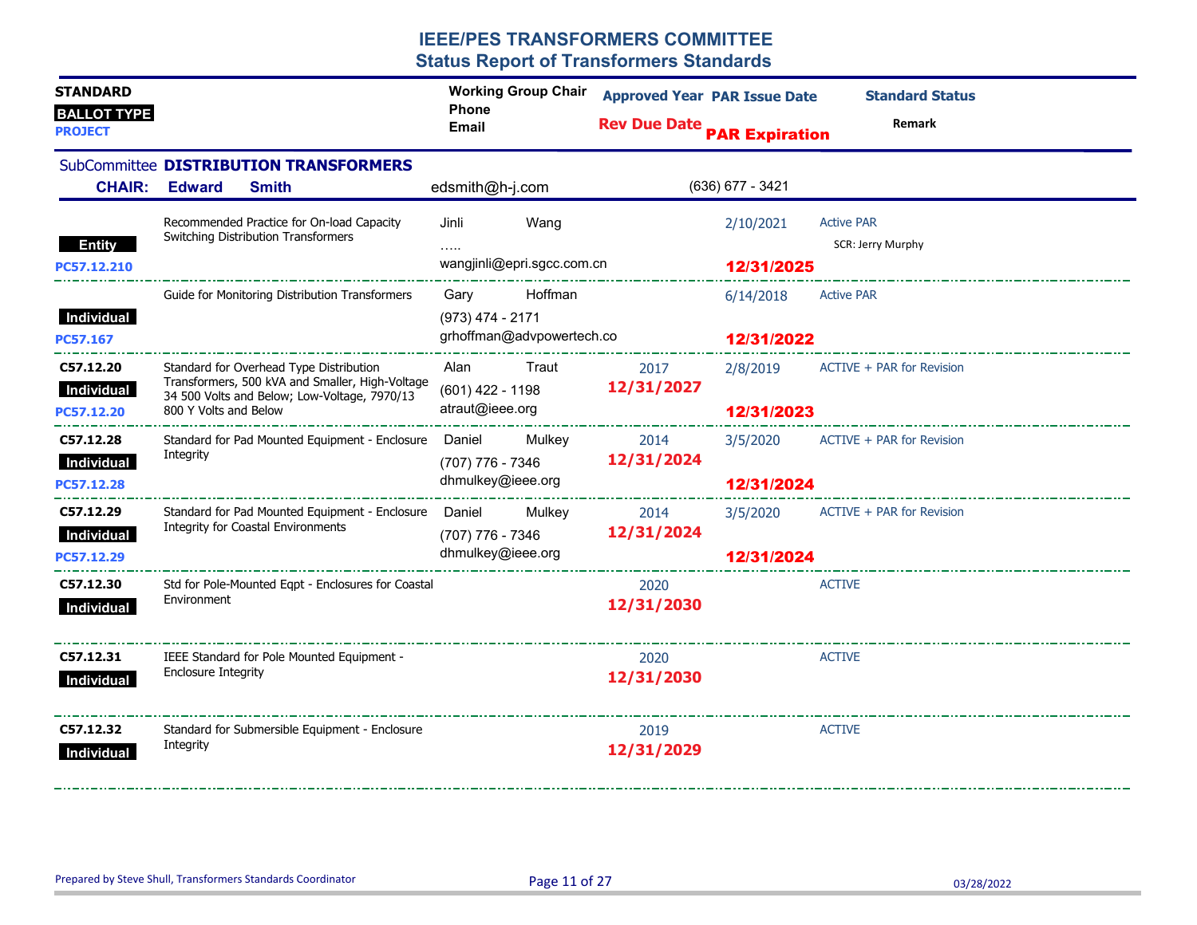# IEEE/PES TRANSFORMERS COMMITTEE
## Status Report of Transformers Standards

| STANDARD / BALLOT TYPE / PROJECT | Title | Working Group Chair / Phone / Email | Approved Year / Rev Due Date | PAR Issue Date / PAR Expiration | Standard Status / Remark |
|---|---|---|---|---|---|

### SubCommittee DISTRIBUTION TRANSFORMERS

**CHAIR: Edward Smith** — edsmith@h-j.com — (636) 677 - 3421

| STANDARD / BALLOT TYPE / PROJECT | Title | Working Group Chair / Phone / Email | Approved Year / Rev Due Date | PAR Issue Date / PAR Expiration | Standard Status / Remark |
|---|---|---|---|---|---|
| Entity<br>PC57.12.210 | Recommended Practice for On-load Capacity Switching Distribution Transformers | Jinli Wang<br>…..<br>wangjinli@epri.sgcc.com.cn | | 2/10/2021<br>12/31/2025 | Active PAR<br>SCR: Jerry Murphy |
| Individual<br>PC57.167 | Guide for Monitoring Distribution Transformers | Gary Hoffman<br>(973) 474 - 2171<br>grhoffman@advpowertech.co | | 6/14/2018<br>12/31/2022 | Active PAR |
| C57.12.20<br>Individual<br>PC57.12.20 | Standard for Overhead Type Distribution Transformers, 500 kVA and Smaller, High-Voltage 34 500 Volts and Below; Low-Voltage, 7970/13 800 Y Volts and Below | Alan Traut<br>(601) 422 - 1198<br>atraut@ieee.org | 2017<br>12/31/2027 | 2/8/2019<br>12/31/2023 | ACTIVE + PAR for Revision |
| C57.12.28<br>Individual<br>PC57.12.28 | Standard for Pad Mounted Equipment - Enclosure Integrity | Daniel Mulkey<br>(707) 776 - 7346<br>dhmulkey@ieee.org | 2014<br>12/31/2024 | 3/5/2020<br>12/31/2024 | ACTIVE + PAR for Revision |
| C57.12.29<br>Individual<br>PC57.12.29 | Standard for Pad Mounted Equipment - Enclosure Integrity for Coastal Environments | Daniel Mulkey<br>(707) 776 - 7346<br>dhmulkey@ieee.org | 2014<br>12/31/2024 | 3/5/2020<br>12/31/2024 | ACTIVE + PAR for Revision |
| C57.12.30<br>Individual | Std for Pole-Mounted Eqpt - Enclosures for Coastal Environment | | 2020<br>12/31/2030 | | ACTIVE |
| C57.12.31<br>Individual | IEEE Standard for Pole Mounted Equipment - Enclosure Integrity | | 2020<br>12/31/2030 | | ACTIVE |
| C57.12.32<br>Individual | Standard for Submersible Equipment - Enclosure Integrity | | 2019<br>12/31/2029 | | ACTIVE |

Prepared by Steve Shull, Transformers Standards Coordinator — 03/28/2022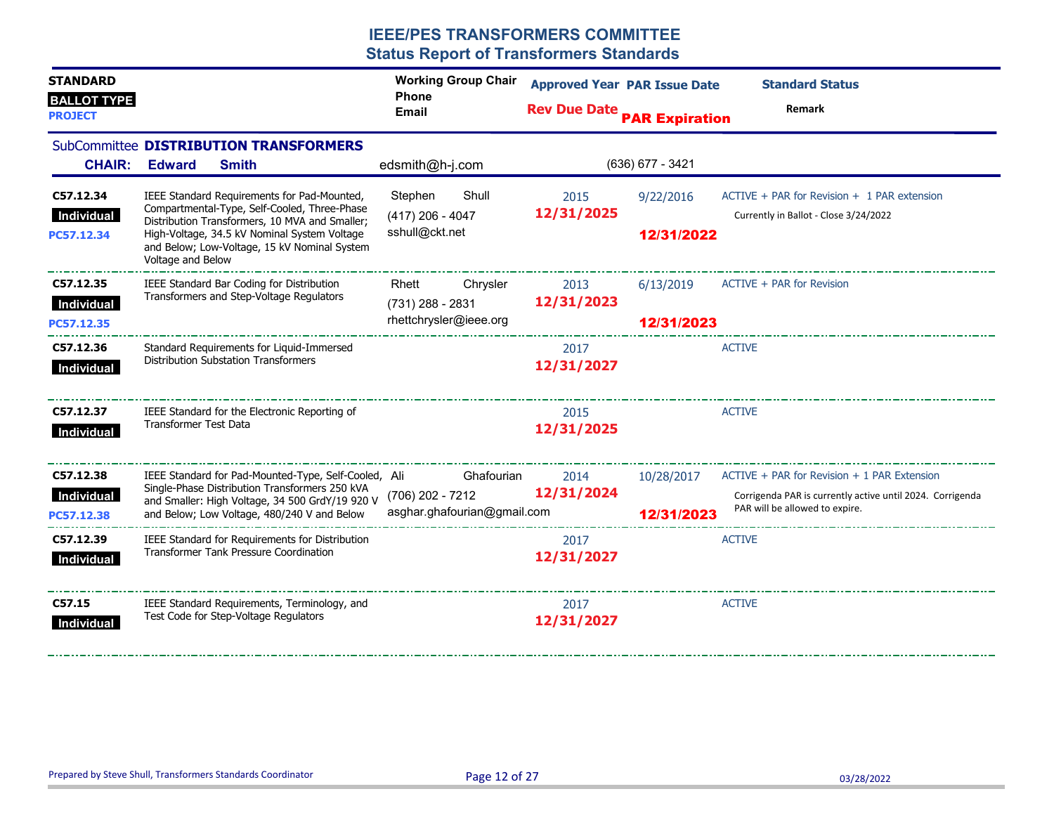# IEEE/PES TRANSFORMERS COMMITTEE
## Status Report of Transformers Standards

| STANDARD / BALLOT TYPE / PROJECT | | Working Group Chair / Phone / Email | Approved Year / Rev Due Date | PAR Issue Date / PAR Expiration | Standard Status / Remark |
|---|---|---|---|---|---|

### SubCommittee DISTRIBUTION TRANSFORMERS

**CHAIR: Edward Smith** — edsmith@h-j.com — (636) 677 - 3421

| STANDARD / BALLOT TYPE / PROJECT | Title | Working Group Chair / Phone / Email | Approved Year / Rev Due Date | PAR Issue Date / PAR Expiration | Standard Status / Remark |
|---|---|---|---|---|---|
| C57.12.34 / Individual / PC57.12.34 | IEEE Standard Requirements for Pad-Mounted, Compartmental-Type, Self-Cooled, Three-Phase Distribution Transformers, 10 MVA and Smaller; High-Voltage, 34.5 kV Nominal System Voltage and Below; Low-Voltage, 15 kV Nominal System Voltage and Below | Stephen Shull / (417) 206 - 4047 / sshull@ckt.net | 2015 / 12/31/2025 | 9/22/2016 / 12/31/2022 | ACTIVE + PAR for Revision + 1 PAR extension / Currently in Ballot - Close 3/24/2022 |
| C57.12.35 / Individual / PC57.12.35 | IEEE Standard Bar Coding for Distribution Transformers and Step-Voltage Regulators | Rhett Chrysler / (731) 288 - 2831 / rhettchrysler@ieee.org | 2013 / 12/31/2023 | 6/13/2019 / 12/31/2023 | ACTIVE + PAR for Revision |
| C57.12.36 / Individual | Standard Requirements for Liquid-Immersed Distribution Substation Transformers | | 2017 / 12/31/2027 | | ACTIVE |
| C57.12.37 / Individual | IEEE Standard for the Electronic Reporting of Transformer Test Data | | 2015 / 12/31/2025 | | ACTIVE |
| C57.12.38 / Individual / PC57.12.38 | IEEE Standard for Pad-Mounted-Type, Self-Cooled, Single-Phase Distribution Transformers 250 kVA and Smaller: High Voltage, 34 500 GrdY/19 920 V and Below; Low Voltage, 480/240 V and Below | Ali Ghafourian / (706) 202 - 7212 / asghar.ghafourian@gmail.com | 2014 / 12/31/2024 | 10/28/2017 / 12/31/2023 | ACTIVE + PAR for Revision + 1 PAR Extension / Corrigenda PAR is currently active until 2024. Corrigenda PAR will be allowed to expire. |
| C57.12.39 / Individual | IEEE Standard for Requirements for Distribution Transformer Tank Pressure Coordination | | 2017 / 12/31/2027 | | ACTIVE |
| C57.15 / Individual | IEEE Standard Requirements, Terminology, and Test Code for Step-Voltage Regulators | | 2017 / 12/31/2027 | | ACTIVE |

Prepared by Steve Shull, Transformers Standards Coordinator — 03/28/2022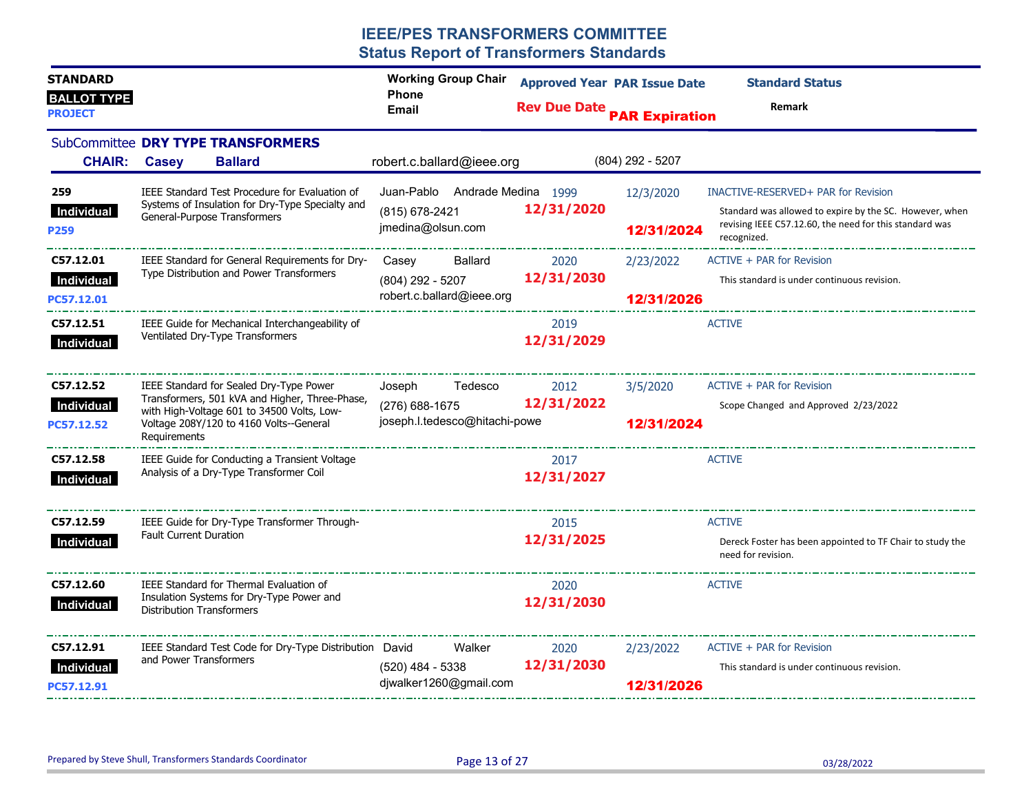# IEEE/PES TRANSFORMERS COMMITTEE
## Status Report of Transformers Standards

| STANDARD / BALLOT TYPE / PROJECT | | Working Group Chair / Phone / Email | Approved Year / Rev Due Date | PAR Issue Date / PAR Expiration | Standard Status / Remark |
|---|---|---|---|---|---|

### SubCommittee DRY TYPE TRANSFORMERS

**CHAIR: Casey Ballard** robert.c.ballard@ieee.org (804) 292 - 5207

| STANDARD / BALLOT TYPE / PROJECT | Title | Working Group Chair / Phone / Email | Approved Year / Rev Due Date | PAR Issue Date / PAR Expiration | Standard Status / Remark |
|---|---|---|---|---|---|
| **259** Individual P259 | IEEE Standard Test Procedure for Evaluation of Systems of Insulation for Dry-Type Specialty and General-Purpose Transformers | Juan-Pablo Andrade Medina (815) 678-2421 jmedina@olsun.com | 1999 **12/31/2020** | 12/3/2020 **12/31/2024** | INACTIVE-RESERVED+ PAR for Revision — Standard was allowed to expire by the SC. However, when revising IEEE C57.12.60, the need for this standard was recognized. |
| **C57.12.01** Individual PC57.12.01 | IEEE Standard for General Requirements for Dry-Type Distribution and Power Transformers | Casey Ballard (804) 292 - 5207 robert.c.ballard@ieee.org | 2020 **12/31/2030** | 2/23/2022 **12/31/2026** | ACTIVE + PAR for Revision — This standard is under continuous revision. |
| **C57.12.51** Individual | IEEE Guide for Mechanical Interchangeability of Ventilated Dry-Type Transformers | | 2019 **12/31/2029** | | ACTIVE |
| **C57.12.52** Individual PC57.12.52 | IEEE Standard for Sealed Dry-Type Power Transformers, 501 kVA and Higher, Three-Phase, with High-Voltage 601 to 34500 Volts, Low-Voltage 208Y/120 to 4160 Volts--General Requirements | Joseph Tedesco (276) 688-1675 joseph.l.tedesco@hitachi-powe | 2012 **12/31/2022** | 3/5/2020 **12/31/2024** | ACTIVE + PAR for Revision — Scope Changed and Approved 2/23/2022 |
| **C57.12.58** Individual | IEEE Guide for Conducting a Transient Voltage Analysis of a Dry-Type Transformer Coil | | 2017 **12/31/2027** | | ACTIVE |
| **C57.12.59** Individual | IEEE Guide for Dry-Type Transformer Through-Fault Current Duration | | 2015 **12/31/2025** | | ACTIVE — Dereck Foster has been appointed to TF Chair to study the need for revision. |
| **C57.12.60** Individual | IEEE Standard for Thermal Evaluation of Insulation Systems for Dry-Type Power and Distribution Transformers | | 2020 **12/31/2030** | | ACTIVE |
| **C57.12.91** Individual PC57.12.91 | IEEE Standard Test Code for Dry-Type Distribution and Power Transformers | David Walker (520) 484 - 5338 djwalker1260@gmail.com | 2020 **12/31/2030** | 2/23/2022 **12/31/2026** | ACTIVE + PAR for Revision — This standard is under continuous revision. |

Prepared by Steve Shull, Transformers Standards Coordinator — 03/28/2022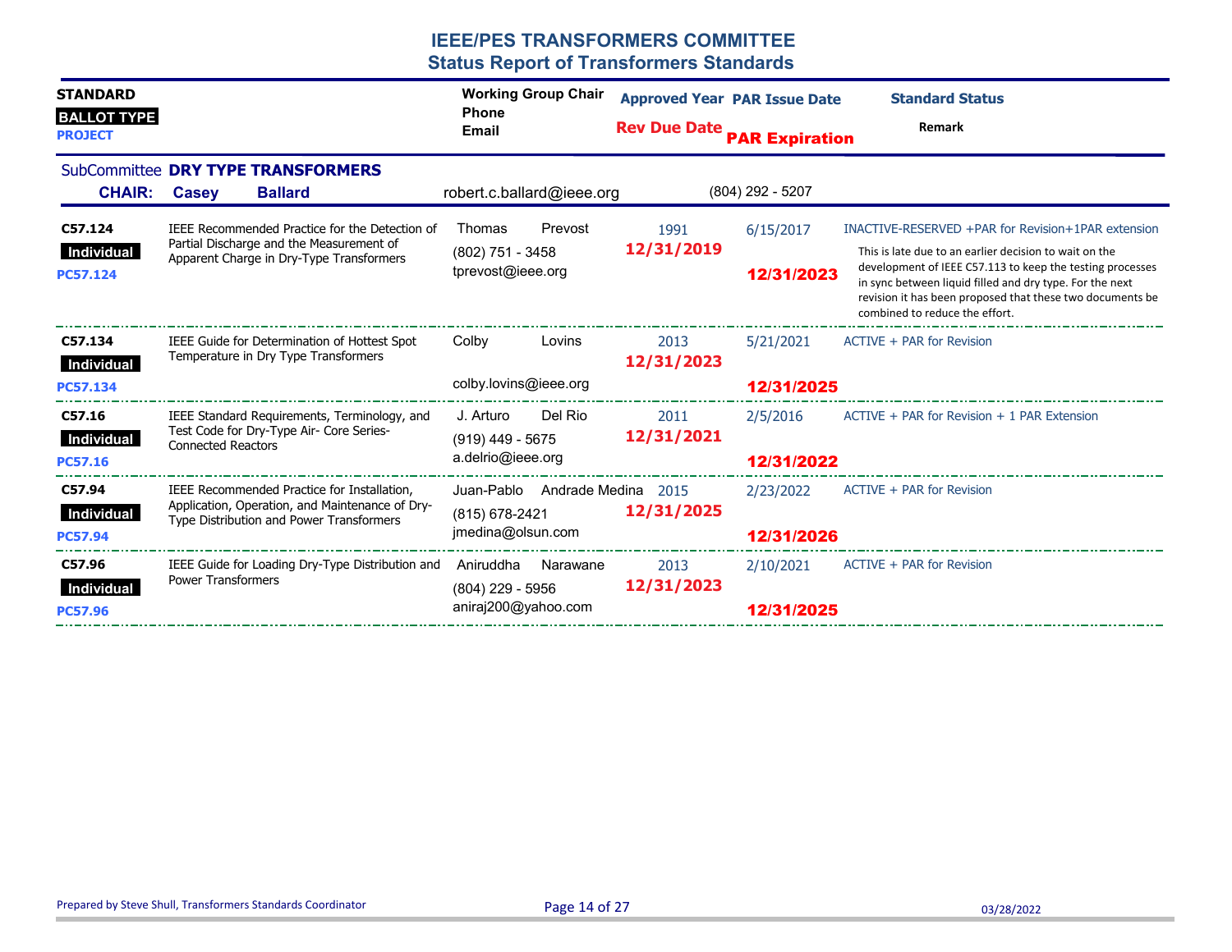# IEEE/PES TRANSFORMERS COMMITTEE
## Status Report of Transformers Standards

| STANDARD / BALLOT TYPE / PROJECT | | Working Group Chair / Phone / Email | Approved Year / Rev Due Date | PAR Issue Date / PAR Expiration | Standard Status / Remark |
|---|---|---|---|---|---|

SubCommittee **DRY TYPE TRANSFORMERS**

**CHAIR:** **Casey Ballard** robert.c.ballard@ieee.org (804) 292 - 5207

| STANDARD / BALLOT TYPE / PROJECT | Title | Working Group Chair / Phone / Email | Approved Year / Rev Due Date | PAR Issue Date / PAR Expiration | Standard Status / Remark |
|---|---|---|---|---|---|
| **C57.124** Individual **PC57.124** | IEEE Recommended Practice for the Detection of Partial Discharge and the Measurement of Apparent Charge in Dry-Type Transformers | Thomas Prevost (802) 751 - 3458 tprevost@ieee.org | 1991 **12/31/2019** | 6/15/2017 **12/31/2023** | INACTIVE-RESERVED +PAR for Revision+1PAR extension. This is late due to an earlier decision to wait on the development of IEEE C57.113 to keep the testing processes in sync between liquid filled and dry type. For the next revision it has been proposed that these two documents be combined to reduce the effort. |
| **C57.134** Individual **PC57.134** | IEEE Guide for Determination of Hottest Spot Temperature in Dry Type Transformers | Colby Lovins colby.lovins@ieee.org | 2013 **12/31/2023** | 5/21/2021 **12/31/2025** | ACTIVE + PAR for Revision |
| **C57.16** Individual **PC57.16** | IEEE Standard Requirements, Terminology, and Test Code for Dry-Type Air- Core Series-Connected Reactors | J. Arturo Del Rio (919) 449 - 5675 a.delrio@ieee.org | 2011 **12/31/2021** | 2/5/2016 **12/31/2022** | ACTIVE + PAR for Revision + 1 PAR Extension |
| **C57.94** Individual **PC57.94** | IEEE Recommended Practice for Installation, Application, Operation, and Maintenance of Dry-Type Distribution and Power Transformers | Juan-Pablo Andrade Medina (815) 678-2421 jmedina@olsun.com | 2015 **12/31/2025** | 2/23/2022 **12/31/2026** | ACTIVE + PAR for Revision |
| **C57.96** Individual **PC57.96** | IEEE Guide for Loading Dry-Type Distribution and Power Transformers | Aniruddha Narawane (804) 229 - 5956 aniraj200@yahoo.com | 2013 **12/31/2023** | 2/10/2021 **12/31/2025** | ACTIVE + PAR for Revision |

Prepared by Steve Shull, Transformers Standards Coordinator 03/28/2022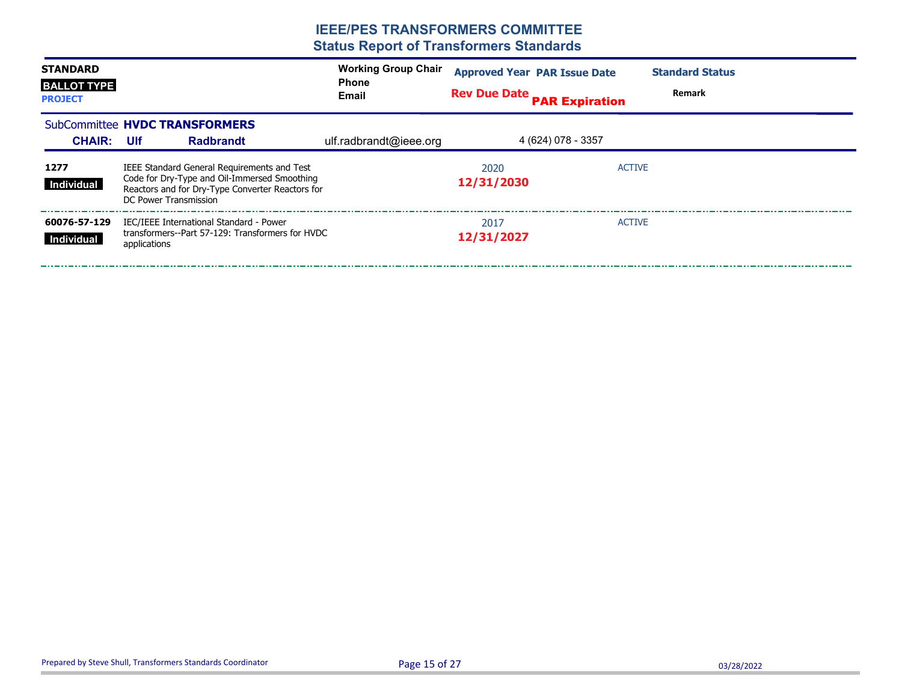# IEEE/PES TRANSFORMERS COMMITTEE

## Status Report of Transformers Standards

| STANDARD / BALLOT TYPE / PROJECT | | Working Group Chair / Phone / Email | Approved Year / Rev Due Date | PAR Issue Date / PAR Expiration | Standard Status / Remark |
|---|---|---|---|---|---|

### SubCommittee HVDC TRANSFORMERS

**CHAIR: Ulf Radbrandt** ulf.radbrandt@ieee.org 4 (624) 078 - 3357

| STANDARD / BALLOT TYPE | Title | Working Group Chair | Approved Year / Rev Due Date | PAR Issue Date / PAR Expiration | Standard Status |
|---|---|---|---|---|---|
| **1277** Individual | IEEE Standard General Requirements and Test Code for Dry-Type and Oil-Immersed Smoothing Reactors and for Dry-Type Converter Reactors for DC Power Transmission | | 2020 **12/31/2030** | | ACTIVE |
| **60076-57-129** Individual | IEC/IEEE International Standard - Power transformers--Part 57-129: Transformers for HVDC applications | | 2017 **12/31/2027** | | ACTIVE |

Prepared by Steve Shull, Transformers Standards Coordinator

03/28/2022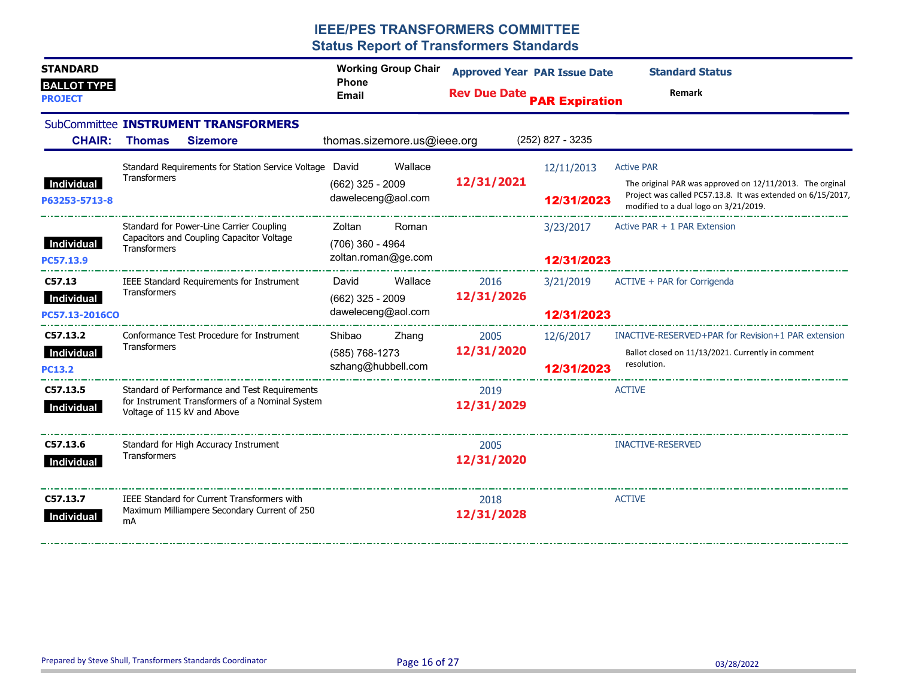# IEEE/PES TRANSFORMERS COMMITTEE
## Status Report of Transformers Standards

| STANDARD / BALLOT TYPE / PROJECT | | Working Group Chair / Phone / Email | Approved Year / Rev Due Date | PAR Issue Date / PAR Expiration | Standard Status / Remark |
|---|---|---|---|---|---|

### SubCommittee INSTRUMENT TRANSFORMERS

**CHAIR: Thomas Sizemore** thomas.sizemore.us@ieee.org (252) 827 - 3235

| STANDARD / BALLOT TYPE / PROJECT | Title | Working Group Chair / Phone / Email | Approved Year / Rev Due Date | PAR Issue Date / PAR Expiration | Standard Status / Remark |
|---|---|---|---|---|---|
| Individual<br>P63253-5713-8 | Standard Requirements for Station Service Voltage Transformers | David Wallace<br>(662) 325 - 2009<br>daweleceng@aol.com | 12/31/2021 | 12/11/2013<br>12/31/2023 | Active PAR<br>The original PAR was approved on 12/11/2013. The orginal Project was called PC57.13.8. It was extended on 6/15/2017, modified to a dual logo on 3/21/2019. |
| Individual<br>PC57.13.9 | Standard for Power-Line Carrier Coupling Capacitors and Coupling Capacitor Voltage Transformers | Zoltan Roman<br>(706) 360 - 4964<br>zoltan.roman@ge.com | | 3/23/2017<br>12/31/2023 | Active PAR + 1 PAR Extension |
| C57.13<br>Individual<br>PC57.13-2016CO | IEEE Standard Requirements for Instrument Transformers | David Wallace<br>(662) 325 - 2009<br>daweleceng@aol.com | 2016<br>12/31/2026 | 3/21/2019<br>12/31/2023 | ACTIVE + PAR for Corrigenda |
| C57.13.2<br>Individual<br>PC13.2 | Conformance Test Procedure for Instrument Transformers | Shibao Zhang<br>(585) 768-1273<br>szhang@hubbell.com | 2005<br>12/31/2020 | 12/6/2017<br>12/31/2023 | INACTIVE-RESERVED+PAR for Revision+1 PAR extension<br>Ballot closed on 11/13/2021. Currently in comment resolution. |
| C57.13.5<br>Individual | Standard of Performance and Test Requirements for Instrument Transformers of a Nominal System Voltage of 115 kV and Above | | 2019<br>12/31/2029 | | ACTIVE |
| C57.13.6<br>Individual | Standard for High Accuracy Instrument Transformers | | 2005<br>12/31/2020 | | INACTIVE-RESERVED |
| C57.13.7<br>Individual | IEEE Standard for Current Transformers with Maximum Milliampere Secondary Current of 250 mA | | 2018<br>12/31/2028 | | ACTIVE |

Prepared by Steve Shull, Transformers Standards Coordinator 03/28/2022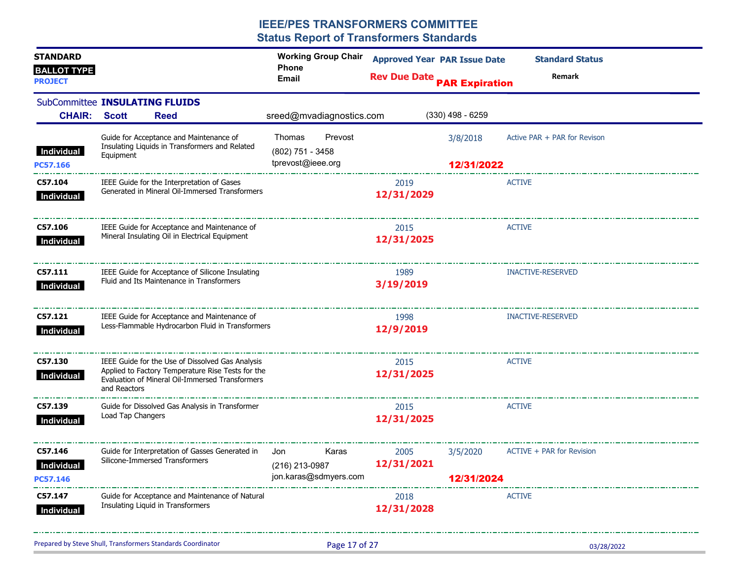# IEEE/PES TRANSFORMERS COMMITTEE
## Status Report of Transformers Standards

| STANDARD / BALLOT TYPE / PROJECT | | Working Group Chair / Phone / Email | Approved Year / Rev Due Date | PAR Issue Date / PAR Expiration | Standard Status / Remark |
|---|---|---|---|---|---|

**SubCommittee INSULATING FLUIDS**

**CHAIR: Scott Reed** sreed@mvadiagnostics.com (330) 498 - 6259

| STANDARD / BALLOT TYPE / PROJECT | Title | Working Group Chair / Phone / Email | Approved Year / Rev Due Date | PAR Issue Date / PAR Expiration | Standard Status / Remark |
|---|---|---|---|---|---|
| Individual<br>PC57.166 | Guide for Acceptance and Maintenance of Insulating Liquids in Transformers and Related Equipment | Thomas Prevost<br>(802) 751 - 3458<br>tprevost@ieee.org | | 3/8/2018<br>12/31/2022 | Active PAR + PAR for Revison |
| C57.104<br>Individual | IEEE Guide for the Interpretation of Gases Generated in Mineral Oil-Immersed Transformers | | 2019<br>12/31/2029 | | ACTIVE |
| C57.106<br>Individual | IEEE Guide for Acceptance and Maintenance of Mineral Insulating Oil in Electrical Equipment | | 2015<br>12/31/2025 | | ACTIVE |
| C57.111<br>Individual | IEEE Guide for Acceptance of Silicone Insulating Fluid and Its Maintenance in Transformers | | 1989<br>3/19/2019 | | INACTIVE-RESERVED |
| C57.121<br>Individual | IEEE Guide for Acceptance and Maintenance of Less-Flammable Hydrocarbon Fluid in Transformers | | 1998<br>12/9/2019 | | INACTIVE-RESERVED |
| C57.130<br>Individual | IEEE Guide for the Use of Dissolved Gas Analysis Applied to Factory Temperature Rise Tests for the Evaluation of Mineral Oil-Immersed Transformers and Reactors | | 2015<br>12/31/2025 | | ACTIVE |
| C57.139<br>Individual | Guide for Dissolved Gas Analysis in Transformer Load Tap Changers | | 2015<br>12/31/2025 | | ACTIVE |
| C57.146<br>Individual<br>PC57.146 | Guide for Interpretation of Gasses Generated in Silicone-Immersed Transformers | Jon Karas<br>(216) 213-0987<br>jon.karas@sdmyers.com | 2005<br>12/31/2021 | 3/5/2020<br>12/31/2024 | ACTIVE + PAR for Revision |
| C57.147<br>Individual | Guide for Acceptance and Maintenance of Natural Insulating Liquid in Transformers | | 2018<br>12/31/2028 | | ACTIVE |

Prepared by Steve Shull, Transformers Standards Coordinator — 03/28/2022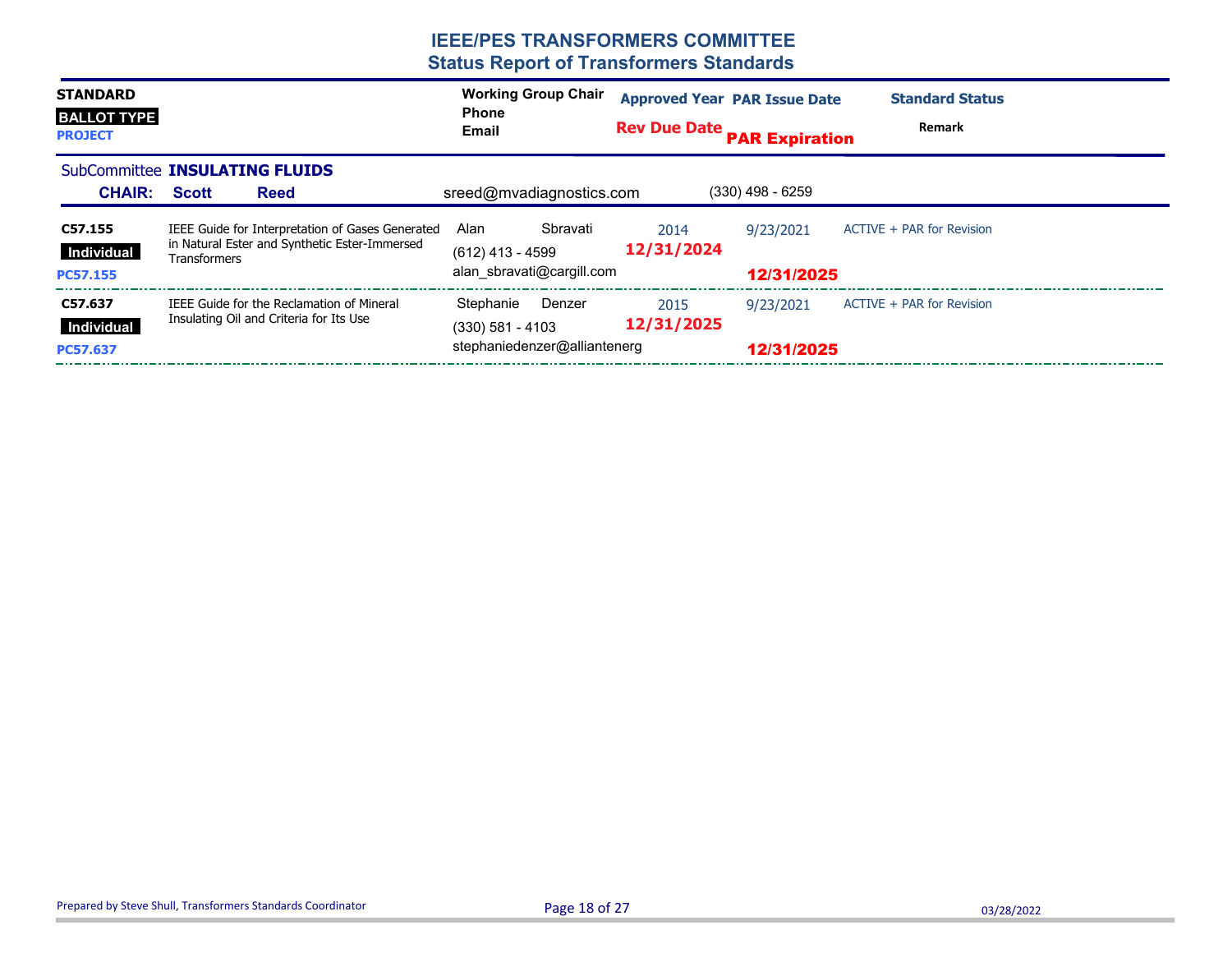# IEEE/PES TRANSFORMERS COMMITTEE
## Status Report of Transformers Standards

| STANDARD / BALLOT TYPE / PROJECT | | Working Group Chair / Phone / Email | Approved Year / Rev Due Date | PAR Issue Date / PAR Expiration | Standard Status / Remark |
|---|---|---|---|---|---|

### SubCommittee INSULATING FLUIDS

**CHAIR:** **Scott Reed** — sreed@mvadiagnostics.com — (330) 498 - 6259

| STANDARD / BALLOT TYPE / PROJECT | Title | Working Group Chair / Phone / Email | Approved Year / Rev Due Date | PAR Issue Date / PAR Expiration | Standard Status / Remark |
|---|---|---|---|---|---|
| **C57.155**<br>**Individual**<br>**PC57.155** | IEEE Guide for Interpretation of Gases Generated in Natural Ester and Synthetic Ester-Immersed Transformers | Alan Sbravati<br>(612) 413 - 4599<br>alan_sbravati@cargill.com | 2014<br>**12/31/2024** | 9/23/2021<br>**12/31/2025** | ACTIVE + PAR for Revision |
| **C57.637**<br>**Individual**<br>**PC57.637** | IEEE Guide for the Reclamation of Mineral Insulating Oil and Criteria for Its Use | Stephanie Denzer<br>(330) 581 - 4103<br>stephaniedenzer@alliantenerg | 2015<br>**12/31/2025** | 9/23/2021<br>**12/31/2025** | ACTIVE + PAR for Revision |

Prepared by Steve Shull, Transformers Standards Coordinator

03/28/2022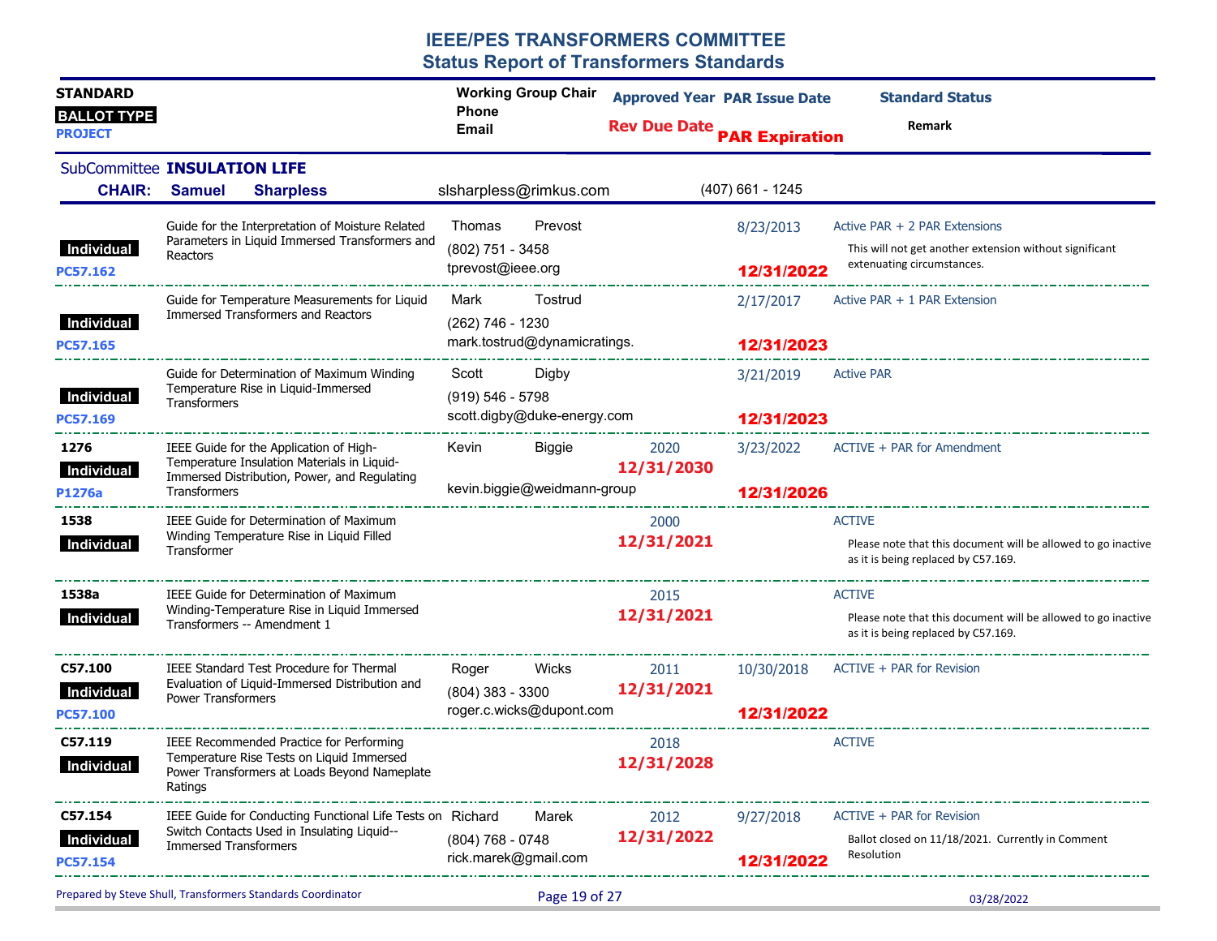# IEEE/PES TRANSFORMERS COMMITTEE
## Status Report of Transformers Standards

| STANDARD / BALLOT TYPE / PROJECT | | Working Group Chair / Phone / Email | Approved Year / Rev Due Date | PAR Issue Date / PAR Expiration | Standard Status / Remark |
|---|---|---|---|---|---|

**SubCommittee INSULATION LIFE**

**CHAIR: Samuel Sharpless** slsharpless@rimkus.com (407) 661 - 1245

| STANDARD / BALLOT TYPE / PROJECT | Title | Working Group Chair / Phone / Email | Approved Year / Rev Due Date | PAR Issue Date / PAR Expiration | Standard Status / Remark |
|---|---|---|---|---|---|
| Individual<br>PC57.162 | Guide for the Interpretation of Moisture Related Parameters in Liquid Immersed Transformers and Reactors | Thomas Prevost<br>(802) 751 - 3458<br>tprevost@ieee.org | | 8/23/2013<br>**12/31/2022** | Active PAR + 2 PAR Extensions<br>This will not get another extension without significant extenuating circumstances. |
| Individual<br>PC57.165 | Guide for Temperature Measurements for Liquid Immersed Transformers and Reactors | Mark Tostrud<br>(262) 746 - 1230<br>mark.tostrud@dynamicratings. | | 2/17/2017<br>**12/31/2023** | Active PAR + 1 PAR Extension |
| Individual<br>PC57.169 | Guide for Determination of Maximum Winding Temperature Rise in Liquid-Immersed Transformers | Scott Digby<br>(919) 546 - 5798<br>scott.digby@duke-energy.com | | 3/21/2019<br>**12/31/2023** | Active PAR |
| 1276<br>Individual<br>P1276a | IEEE Guide for the Application of High-Temperature Insulation Materials in Liquid-Immersed Distribution, Power, and Regulating Transformers | Kevin Biggie<br>kevin.biggie@weidmann-group | 2020<br>**12/31/2030** | 3/23/2022<br>**12/31/2026** | ACTIVE + PAR for Amendment |
| 1538<br>Individual | IEEE Guide for Determination of Maximum Winding Temperature Rise in Liquid Filled Transformer | | 2000<br>**12/31/2021** | | ACTIVE<br>Please note that this document will be allowed to go inactive as it is being replaced by C57.169. |
| 1538a<br>Individual | IEEE Guide for Determination of Maximum Winding-Temperature Rise in Liquid Immersed Transformers -- Amendment 1 | | 2015<br>**12/31/2021** | | ACTIVE<br>Please note that this document will be allowed to go inactive as it is being replaced by C57.169. |
| C57.100<br>Individual<br>PC57.100 | IEEE Standard Test Procedure for Thermal Evaluation of Liquid-Immersed Distribution and Power Transformers | Roger Wicks<br>(804) 383 - 3300<br>roger.c.wicks@dupont.com | 2011<br>**12/31/2021** | 10/30/2018<br>**12/31/2022** | ACTIVE + PAR for Revision |
| C57.119<br>Individual | IEEE Recommended Practice for Performing Temperature Rise Tests on Liquid Immersed Power Transformers at Loads Beyond Nameplate Ratings | | 2018<br>**12/31/2028** | | ACTIVE |
| C57.154<br>Individual<br>PC57.154 | IEEE Guide for Conducting Functional Life Tests on Switch Contacts Used in Insulating Liquid--Immersed Transformers | Richard Marek<br>(804) 768 - 0748<br>rick.marek@gmail.com | 2012<br>**12/31/2022** | 9/27/2018<br>**12/31/2022** | ACTIVE + PAR for Revision<br>Ballot closed on 11/18/2021. Currently in Comment Resolution |

Prepared by Steve Shull, Transformers Standards Coordinator 03/28/2022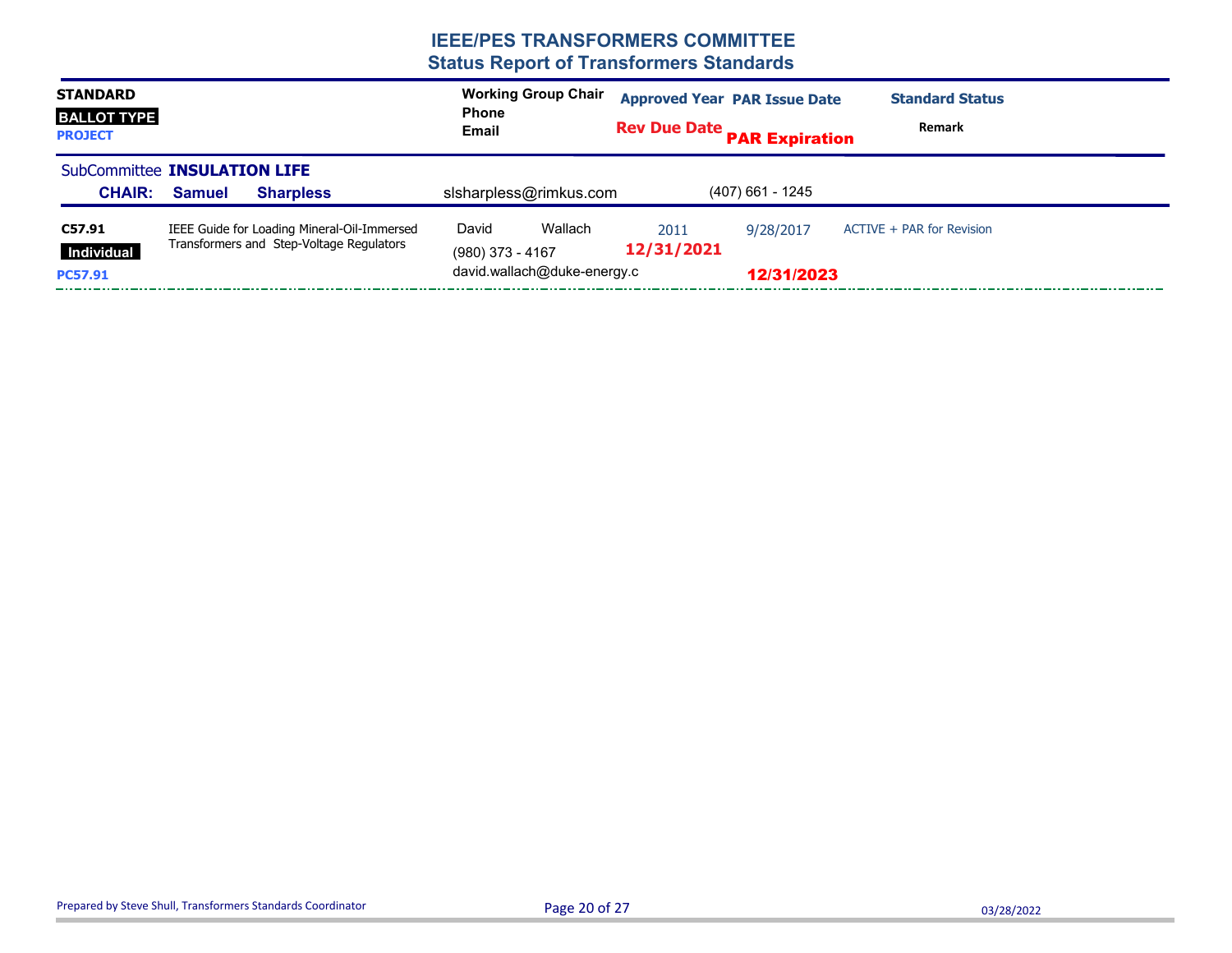# IEEE/PES TRANSFORMERS COMMITTEE
## Status Report of Transformers Standards

| STANDARD / BALLOT TYPE / PROJECT | | Working Group Chair / Phone / Email | Approved Year / Rev Due Date | PAR Issue Date / PAR Expiration | Standard Status / Remark |
|---|---|---|---|---|---|

**SubCommittee INSULATION LIFE**

**CHAIR: Samuel Sharpless** slsharpless@rimkus.com (407) 661 - 1245

| STANDARD / BALLOT TYPE / PROJECT | Title | Working Group Chair / Phone / Email | Approved Year / Rev Due Date | PAR Issue Date / PAR Expiration | Standard Status / Remark |
|---|---|---|---|---|---|
| **C57.91** / **Individual** / **PC57.91** | IEEE Guide for Loading Mineral-Oil-Immersed Transformers and Step-Voltage Regulators | David Wallach / (980) 373 - 4167 / david.wallach@duke-energy.c | 2011 / **12/31/2021** | 9/28/2017 / **12/31/2023** | ACTIVE + PAR for Revision |

Prepared by Steve Shull, Transformers Standards Coordinator

03/28/2022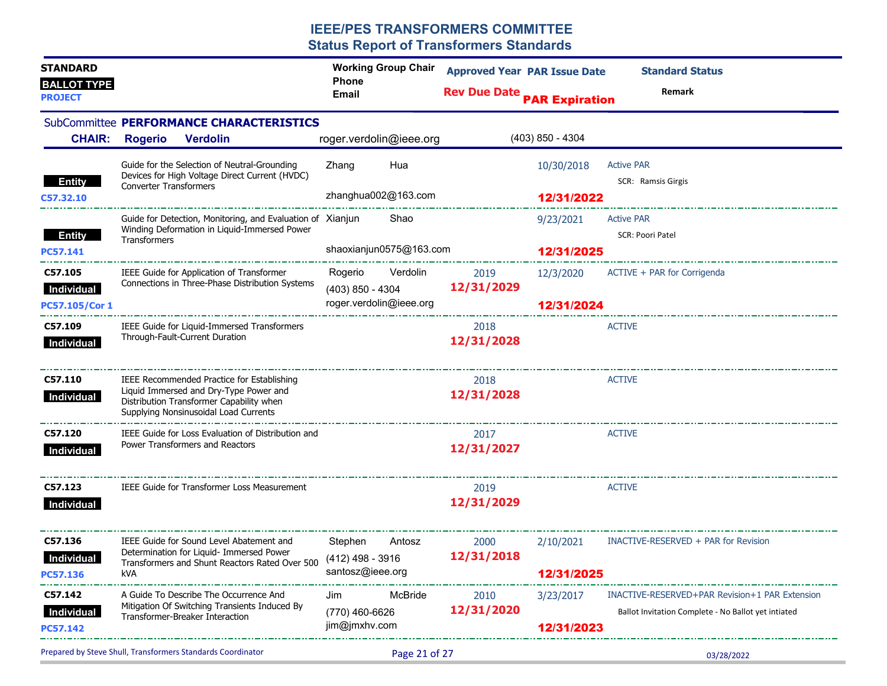# IEEE/PES TRANSFORMERS COMMITTEE
## Status Report of Transformers Standards

| STANDARD / BALLOT TYPE / PROJECT | Title | Working Group Chair / Phone / Email | Approved Year / Rev Due Date | PAR Issue Date / PAR Expiration | Standard Status / Remark |
|---|---|---|---|---|---|

**SubCommittee PERFORMANCE CHARACTERISTICS**

**CHAIR: Rogerio Verdolin** roger.verdolin@ieee.org (403) 850 - 4304

| STANDARD / BALLOT TYPE / PROJECT | Title | Working Group Chair / Phone / Email | Approved Year / Rev Due Date | PAR Issue Date / PAR Expiration | Standard Status / Remark |
|---|---|---|---|---|---|
| Entity<br>C57.32.10 | Guide for the Selection of Neutral-Grounding Devices for High Voltage Direct Current (HVDC) Converter Transformers | Zhang Hua<br>zhanghua002@163.com | | 10/30/2018<br>**12/31/2022** | Active PAR<br>SCR: Ramsis Girgis |
| Entity<br>PC57.141 | Guide for Detection, Monitoring, and Evaluation of Winding Deformation in Liquid-Immersed Power Transformers | Xianjun Shao<br>shaoxianjun0575@163.com | | 9/23/2021<br>**12/31/2025** | Active PAR<br>SCR: Poori Patel |
| C57.105<br>Individual<br>PC57.105/Cor 1 | IEEE Guide for Application of Transformer Connections in Three-Phase Distribution Systems | Rogerio Verdolin<br>(403) 850 - 4304<br>roger.verdolin@ieee.org | 2019<br>**12/31/2029** | 12/3/2020<br>**12/31/2024** | ACTIVE + PAR for Corrigenda |
| C57.109<br>Individual | IEEE Guide for Liquid-Immersed Transformers Through-Fault-Current Duration | | 2018<br>**12/31/2028** | | ACTIVE |
| C57.110<br>Individual | IEEE Recommended Practice for Establishing Liquid Immersed and Dry-Type Power and Distribution Transformer Capability when Supplying Nonsinusoidal Load Currents | | 2018<br>**12/31/2028** | | ACTIVE |
| C57.120<br>Individual | IEEE Guide for Loss Evaluation of Distribution and Power Transformers and Reactors | | 2017<br>**12/31/2027** | | ACTIVE |
| C57.123<br>Individual | IEEE Guide for Transformer Loss Measurement | | 2019<br>**12/31/2029** | | ACTIVE |
| C57.136<br>Individual<br>PC57.136 | IEEE Guide for Sound Level Abatement and Determination for Liquid- Immersed Power Transformers and Shunt Reactors Rated Over 500 kVA | Stephen Antosz<br>(412) 498 - 3916<br>santosz@ieee.org | 2000<br>**12/31/2018** | 2/10/2021<br>**12/31/2025** | INACTIVE-RESERVED + PAR for Revision |
| C57.142<br>Individual<br>PC57.142 | A Guide To Describe The Occurrence And Mitigation Of Switching Transients Induced By Transformer-Breaker Interaction | Jim McBride<br>(770) 460-6626<br>jim@jmxhv.com | 2010<br>**12/31/2020** | 3/23/2017<br>**12/31/2023** | INACTIVE-RESERVED+PAR Revision+1 PAR Extension<br>Ballot Invitation Complete - No Ballot yet intiated |

Prepared by Steve Shull, Transformers Standards Coordinator 03/28/2022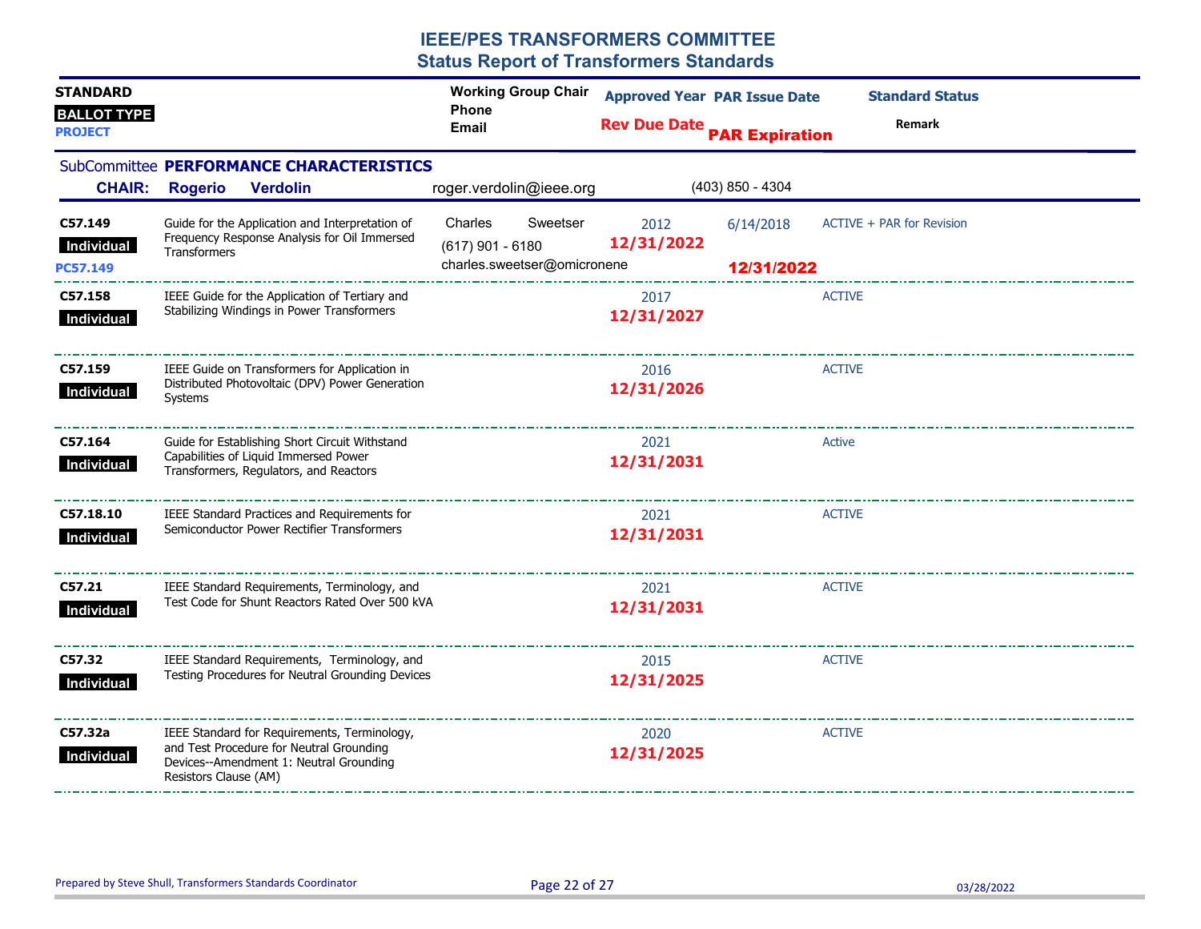# IEEE/PES TRANSFORMERS COMMITTEE
## Status Report of Transformers Standards

| STANDARD / BALLOT TYPE / PROJECT | | Working Group Chair / Phone / Email | Approved Year / Rev Due Date | PAR Issue Date / PAR Expiration | Standard Status / Remark |
|---|---|---|---|---|---|

**SubCommittee PERFORMANCE CHARACTERISTICS**

**CHAIR: Rogerio Verdolin** roger.verdolin@ieee.org (403) 850 - 4304

| STANDARD / BALLOT TYPE / PROJECT | Title | Working Group Chair / Phone / Email | Approved Year / Rev Due Date | PAR Issue Date / PAR Expiration | Standard Status / Remark |
|---|---|---|---|---|---|
| **C57.149** Individual PC57.149 | Guide for the Application and Interpretation of Frequency Response Analysis for Oil Immersed Transformers | Charles Sweetser (617) 901 - 6180 charles.sweetser@omicronene | 2012 **12/31/2022** | 6/14/2018 **12/31/2022** | ACTIVE + PAR for Revision |
| **C57.158** Individual | IEEE Guide for the Application of Tertiary and Stabilizing Windings in Power Transformers | | 2017 **12/31/2027** | | ACTIVE |
| **C57.159** Individual | IEEE Guide on Transformers for Application in Distributed Photovoltaic (DPV) Power Generation Systems | | 2016 **12/31/2026** | | ACTIVE |
| **C57.164** Individual | Guide for Establishing Short Circuit Withstand Capabilities of Liquid Immersed Power Transformers, Regulators, and Reactors | | 2021 **12/31/2031** | | Active |
| **C57.18.10** Individual | IEEE Standard Practices and Requirements for Semiconductor Power Rectifier Transformers | | 2021 **12/31/2031** | | ACTIVE |
| **C57.21** Individual | IEEE Standard Requirements, Terminology, and Test Code for Shunt Reactors Rated Over 500 kVA | | 2021 **12/31/2031** | | ACTIVE |
| **C57.32** Individual | IEEE Standard Requirements, Terminology, and Testing Procedures for Neutral Grounding Devices | | 2015 **12/31/2025** | | ACTIVE |
| **C57.32a** Individual | IEEE Standard for Requirements, Terminology, and Test Procedure for Neutral Grounding Devices--Amendment 1: Neutral Grounding Resistors Clause (AM) | | 2020 **12/31/2025** | | ACTIVE |

Prepared by Steve Shull, Transformers Standards Coordinator 03/28/2022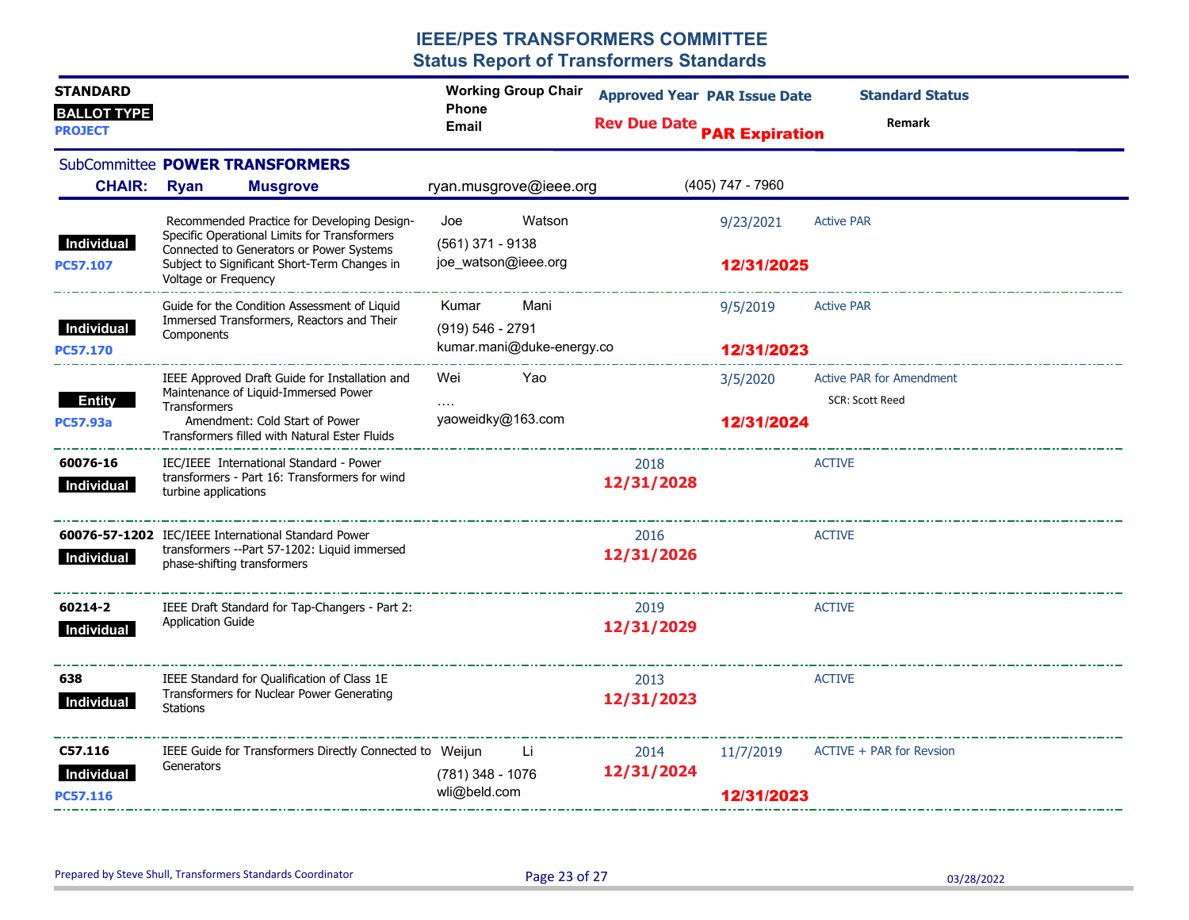# IEEE/PES TRANSFORMERS COMMITTEE
## Status Report of Transformers Standards

| STANDARD / BALLOT TYPE / PROJECT | Title | Working Group Chair / Phone / Email | Approved Year / Rev Due Date | PAR Issue Date / PAR Expiration | Standard Status / Remark |
|---|---|---|---|---|---|

### SubCommittee POWER TRANSFORMERS

**CHAIR: Ryan Musgrove** ryan.musgrove@ieee.org (405) 747 - 7960

| STANDARD / BALLOT TYPE / PROJECT | Title | Working Group Chair / Phone / Email | Approved Year / Rev Due Date | PAR Issue Date / PAR Expiration | Standard Status / Remark |
|---|---|---|---|---|---|
| Individual<br>PC57.107 | Recommended Practice for Developing Design-Specific Operational Limits for Transformers Connected to Generators or Power Systems Subject to Significant Short-Term Changes in Voltage or Frequency | Joe Watson<br>(561) 371 - 9138<br>joe_watson@ieee.org | | 9/23/2021<br>12/31/2025 | Active PAR |
| Individual<br>PC57.170 | Guide for the Condition Assessment of Liquid Immersed Transformers, Reactors and Their Components | Kumar Mani<br>(919) 546 - 2791<br>kumar.mani@duke-energy.co | | 9/5/2019<br>12/31/2023 | Active PAR |
| Entity<br>PC57.93a | IEEE Approved Draft Guide for Installation and Maintenance of Liquid-Immersed Power Transformers<br>Amendment: Cold Start of Power Transformers filled with Natural Ester Fluids | Wei Yao<br>....<br>yaoweidky@163.com | | 3/5/2020<br>12/31/2024 | Active PAR for Amendment<br>SCR: Scott Reed |
| 60076-16<br>Individual | IEC/IEEE International Standard - Power transformers - Part 16: Transformers for wind turbine applications | | 2018<br>12/31/2028 | | ACTIVE |
| 60076-57-1202<br>Individual | IEC/IEEE International Standard Power transformers --Part 57-1202: Liquid immersed phase-shifting transformers | | 2016<br>12/31/2026 | | ACTIVE |
| 60214-2<br>Individual | IEEE Draft Standard for Tap-Changers - Part 2: Application Guide | | 2019<br>12/31/2029 | | ACTIVE |
| 638<br>Individual | IEEE Standard for Qualification of Class 1E Transformers for Nuclear Power Generating Stations | | 2013<br>12/31/2023 | | ACTIVE |
| C57.116<br>Individual<br>PC57.116 | IEEE Guide for Transformers Directly Connected to Generators | Weijun Li<br>(781) 348 - 1076<br>wli@beld.com | 2014<br>12/31/2024 | 11/7/2019<br>12/31/2023 | ACTIVE + PAR for Revsion |

Prepared by Steve Shull, Transformers Standards Coordinator — 03/28/2022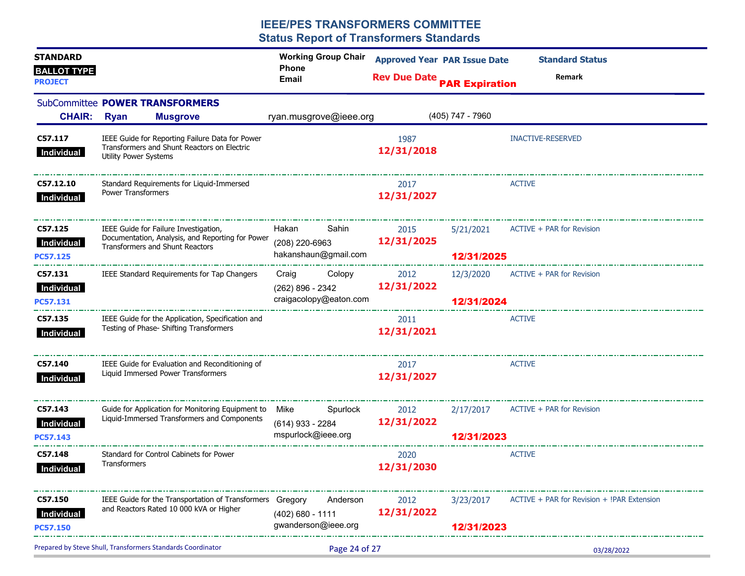# IEEE/PES TRANSFORMERS COMMITTEE
## Status Report of Transformers Standards

| STANDARD / BALLOT TYPE / PROJECT | Title | Working Group Chair / Phone / Email | Approved Year / Rev Due Date | PAR Issue Date / PAR Expiration | Standard Status / Remark |
|---|---|---|---|---|---|

SubCommittee **POWER TRANSFORMERS**

**CHAIR: Ryan Musgrove** ryan.musgrove@ieee.org (405) 747 - 7960

| STANDARD / BALLOT TYPE / PROJECT | Title | Working Group Chair / Phone / Email | Approved Year / Rev Due Date | PAR Issue Date / PAR Expiration | Standard Status / Remark |
|---|---|---|---|---|---|
| **C57.117** Individual | IEEE Guide for Reporting Failure Data for Power Transformers and Shunt Reactors on Electric Utility Power Systems | | 1987 **12/31/2018** | | INACTIVE-RESERVED |
| **C57.12.10** Individual | Standard Requirements for Liquid-Immersed Power Transformers | | 2017 **12/31/2027** | | ACTIVE |
| **C57.125** Individual **PC57.125** | IEEE Guide for Failure Investigation, Documentation, Analysis, and Reporting for Power Transformers and Shunt Reactors | Hakan Sahin (208) 220-6963 hakanshaun@gmail.com | 2015 **12/31/2025** | 5/21/2021 **12/31/2025** | ACTIVE + PAR for Revision |
| **C57.131** Individual **PC57.131** | IEEE Standard Requirements for Tap Changers | Craig Colopy (262) 896 - 2342 craigacolopy@eaton.com | 2012 **12/31/2022** | 12/3/2020 **12/31/2024** | ACTIVE + PAR for Revision |
| **C57.135** Individual | IEEE Guide for the Application, Specification and Testing of Phase- Shifting Transformers | | 2011 **12/31/2021** | | ACTIVE |
| **C57.140** Individual | IEEE Guide for Evaluation and Reconditioning of Liquid Immersed Power Transformers | | 2017 **12/31/2027** | | ACTIVE |
| **C57.143** Individual **PC57.143** | Guide for Application for Monitoring Equipment to Liquid-Immersed Transformers and Components | Mike Spurlock (614) 933 - 2284 mspurlock@ieee.org | 2012 **12/31/2022** | 2/17/2017 **12/31/2023** | ACTIVE + PAR for Revision |
| **C57.148** Individual | Standard for Control Cabinets for Power Transformers | | 2020 **12/31/2030** | | ACTIVE |
| **C57.150** Individual **PC57.150** | IEEE Guide for the Transportation of Transformers and Reactors Rated 10 000 kVA or Higher | Gregory Anderson (402) 680 - 1111 gwanderson@ieee.org | 2012 **12/31/2022** | 3/23/2017 **12/31/2023** | ACTIVE + PAR for Revision + !PAR Extension |

Prepared by Steve Shull, Transformers Standards Coordinator — 03/28/2022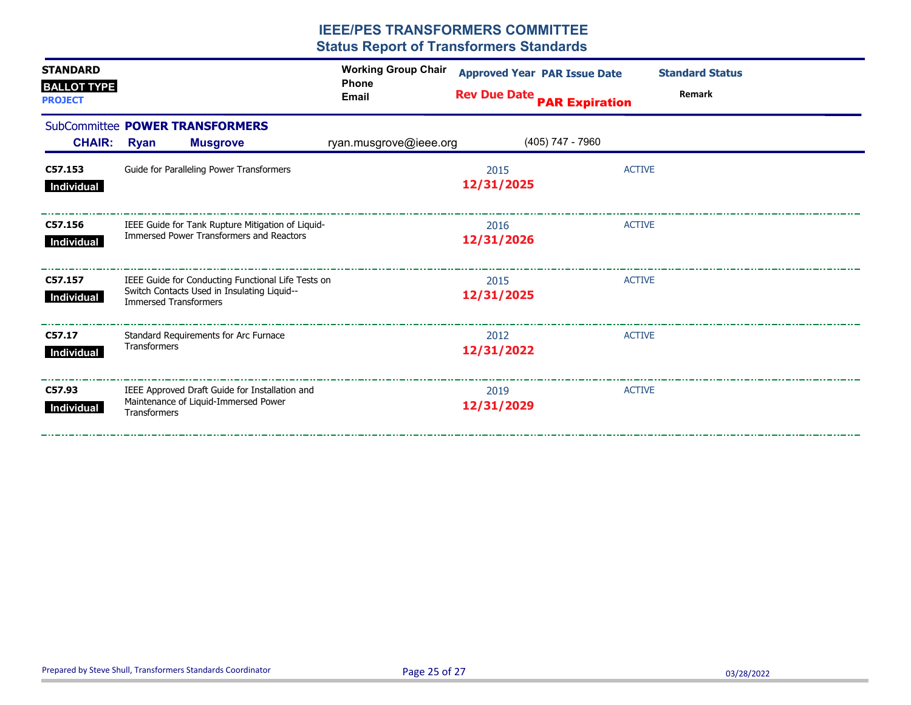# IEEE/PES TRANSFORMERS COMMITTEE
## Status Report of Transformers Standards

| STANDARD / BALLOT TYPE / PROJECT | | Working Group Chair / Phone / Email | Approved Year / Rev Due Date | PAR Issue Date / PAR Expiration | Standard Status / Remark |
|---|---|---|---|---|---|

SubCommittee **POWER TRANSFORMERS**

**CHAIR: Ryan Musgrove** ryan.musgrove@ieee.org (405) 747 - 7960

| STANDARD | Title | Working Group Chair | Approved Year / Rev Due Date | PAR Issue Date / PAR Expiration | Standard Status |
|---|---|---|---|---|---|
| **C57.153** Individual | Guide for Paralleling Power Transformers | | 2015 **12/31/2025** | | ACTIVE |
| **C57.156** Individual | IEEE Guide for Tank Rupture Mitigation of Liquid-Immersed Power Transformers and Reactors | | 2016 **12/31/2026** | | ACTIVE |
| **C57.157** Individual | IEEE Guide for Conducting Functional Life Tests on Switch Contacts Used in Insulating Liquid--Immersed Transformers | | 2015 **12/31/2025** | | ACTIVE |
| **C57.17** Individual | Standard Requirements for Arc Furnace Transformers | | 2012 **12/31/2022** | | ACTIVE |
| **C57.93** Individual | IEEE Approved Draft Guide for Installation and Maintenance of Liquid-Immersed Power Transformers | | 2019 **12/31/2029** | | ACTIVE |

Prepared by Steve Shull, Transformers Standards Coordinator 03/28/2022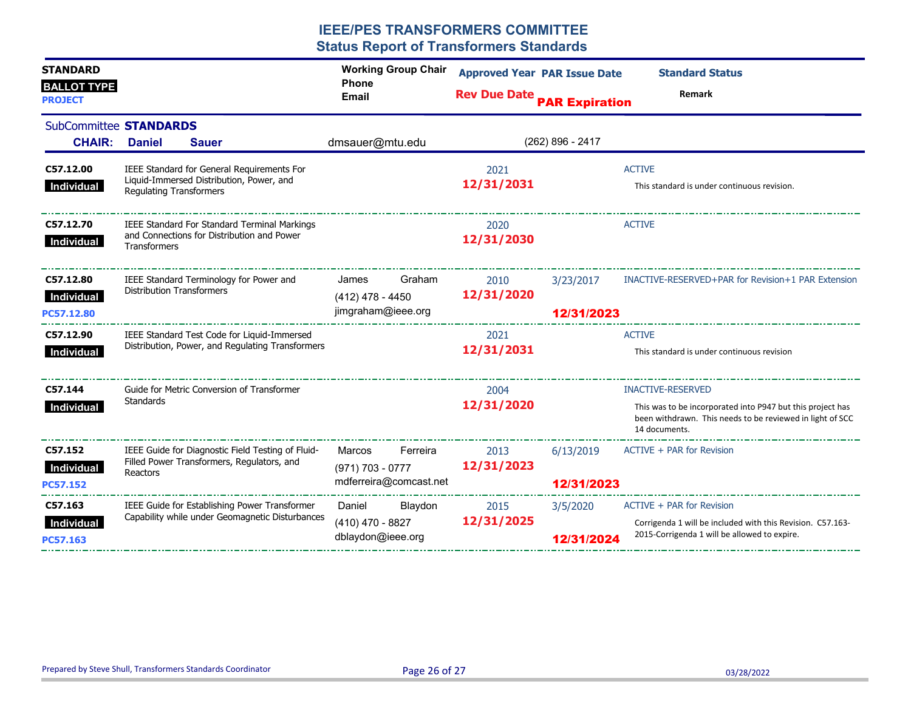# IEEE/PES TRANSFORMERS COMMITTEE

## Status Report of Transformers Standards

| STANDARD / BALLOT TYPE / PROJECT | | Working Group Chair / Phone / Email | Approved Year / Rev Due Date | PAR Issue Date / PAR Expiration | Standard Status / Remark |
|---|---|---|---|---|---|

**SubCommittee STANDARDS**

**CHAIR: Daniel Sauer** dmsauer@mtu.edu (262) 896 - 2417

| STANDARD / BALLOT TYPE / PROJECT | Title | Working Group Chair / Phone / Email | Approved Year / Rev Due Date | PAR Issue Date / PAR Expiration | Standard Status / Remark |
|---|---|---|---|---|---|
| **C57.12.00** Individual | IEEE Standard for General Requirements For Liquid-Immersed Distribution, Power, and Regulating Transformers | | 2021 **12/31/2031** | | ACTIVE This standard is under continuous revision. |
| **C57.12.70** Individual | IEEE Standard For Standard Terminal Markings and Connections for Distribution and Power Transformers | | 2020 **12/31/2030** | | ACTIVE |
| **C57.12.80** Individual **PC57.12.80** | IEEE Standard Terminology for Power and Distribution Transformers | James Graham (412) 478 - 4450 jimgraham@ieee.org | 2010 **12/31/2020** | 3/23/2017 **12/31/2023** | INACTIVE-RESERVED+PAR for Revision+1 PAR Extension |
| **C57.12.90** Individual | IEEE Standard Test Code for Liquid-Immersed Distribution, Power, and Regulating Transformers | | 2021 **12/31/2031** | | ACTIVE This standard is under continuous revision |
| **C57.144** Individual | Guide for Metric Conversion of Transformer Standards | | 2004 **12/31/2020** | | INACTIVE-RESERVED This was to be incorporated into P947 but this project has been withdrawn. This needs to be reviewed in light of SCC 14 documents. |
| **C57.152** Individual **PC57.152** | IEEE Guide for Diagnostic Field Testing of Fluid-Filled Power Transformers, Regulators, and Reactors | Marcos Ferreira (971) 703 - 0777 mdferreira@comcast.net | 2013 **12/31/2023** | 6/13/2019 **12/31/2023** | ACTIVE + PAR for Revision |
| **C57.163** Individual **PC57.163** | IEEE Guide for Establishing Power Transformer Capability while under Geomagnetic Disturbances | Daniel Blaydon (410) 470 - 8827 dblaydon@ieee.org | 2015 **12/31/2025** | 3/5/2020 **12/31/2024** | ACTIVE + PAR for Revision Corrigenda 1 will be included with this Revision. C57.163-2015-Corrigenda 1 will be allowed to expire. |

Prepared by Steve Shull, Transformers Standards Coordinator — 03/28/2022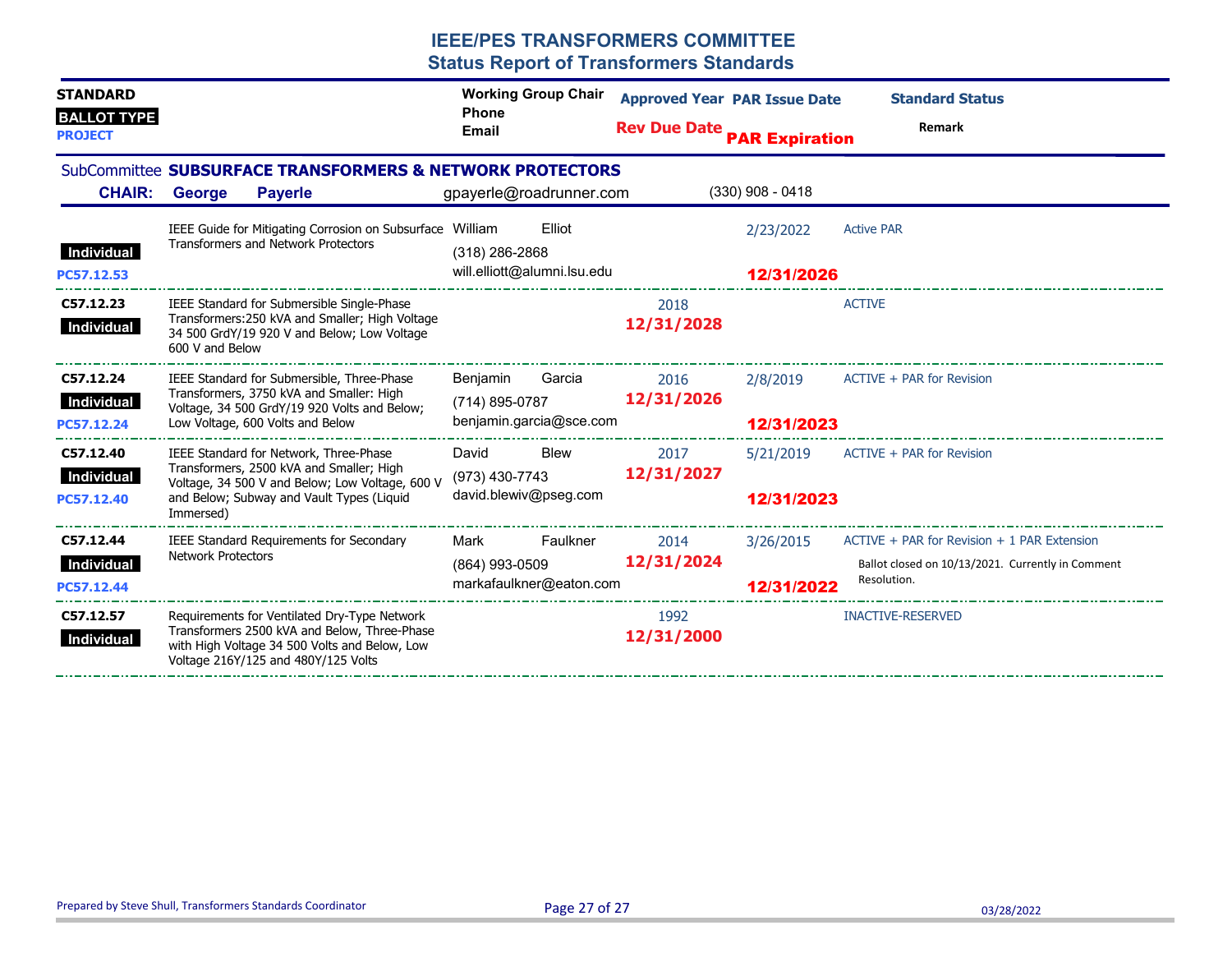# IEEE/PES TRANSFORMERS COMMITTEE

## Status Report of Transformers Standards

| STANDARD / BALLOT TYPE / PROJECT | | Working Group Chair / Phone / Email | Approved Year / Rev Due Date | PAR Issue Date / PAR Expiration | Standard Status / Remark |
|---|---|---|---|---|---|

### SubCommittee SUBSURFACE TRANSFORMERS & NETWORK PROTECTORS

**CHAIR:** George Payerle gpayerle@roadrunner.com (330) 908 - 0418

| STANDARD / BALLOT TYPE / PROJECT | Title | Working Group Chair / Phone / Email | Approved Year / Rev Due Date | PAR Issue Date / PAR Expiration | Standard Status / Remark |
|---|---|---|---|---|---|
| Individual<br>PC57.12.53 | IEEE Guide for Mitigating Corrosion on Subsurface Transformers and Network Protectors | William Elliot<br>(318) 286-2868<br>will.elliott@alumni.lsu.edu | | 2/23/2022<br>**12/31/2026** | Active PAR |
| C57.12.23<br>Individual | IEEE Standard for Submersible Single-Phase Transformers:250 kVA and Smaller; High Voltage 34 500 GrdY/19 920 V and Below; Low Voltage 600 V and Below | | 2018<br>**12/31/2028** | | ACTIVE |
| C57.12.24<br>Individual<br>PC57.12.24 | IEEE Standard for Submersible, Three-Phase Transformers, 3750 kVA and Smaller: High Voltage, 34 500 GrdY/19 920 Volts and Below; Low Voltage, 600 Volts and Below | Benjamin Garcia<br>(714) 895-0787<br>benjamin.garcia@sce.com | 2016<br>**12/31/2026** | 2/8/2019<br>**12/31/2023** | ACTIVE + PAR for Revision |
| C57.12.40<br>Individual<br>PC57.12.40 | IEEE Standard for Network, Three-Phase Transformers, 2500 kVA and Smaller; High Voltage, 34 500 V and Below; Low Voltage, 600 V and Below; Subway and Vault Types (Liquid Immersed) | David Blew<br>(973) 430-7743<br>david.blewiv@pseg.com | 2017<br>**12/31/2027** | 5/21/2019<br>**12/31/2023** | ACTIVE + PAR for Revision |
| C57.12.44<br>Individual<br>PC57.12.44 | IEEE Standard Requirements for Secondary Network Protectors | Mark Faulkner<br>(864) 993-0509<br>markafaulkner@eaton.com | 2014<br>**12/31/2024** | 3/26/2015<br>**12/31/2022** | ACTIVE + PAR for Revision + 1 PAR Extension<br>Ballot closed on 10/13/2021. Currently in Comment Resolution. |
| C57.12.57<br>Individual | Requirements for Ventilated Dry-Type Network Transformers 2500 kVA and Below, Three-Phase with High Voltage 34 500 Volts and Below, Low Voltage 216Y/125 and 480Y/125 Volts | | 1992<br>**12/31/2000** | | INACTIVE-RESERVED |

Prepared by Steve Shull, Transformers Standards Coordinator

03/28/2022